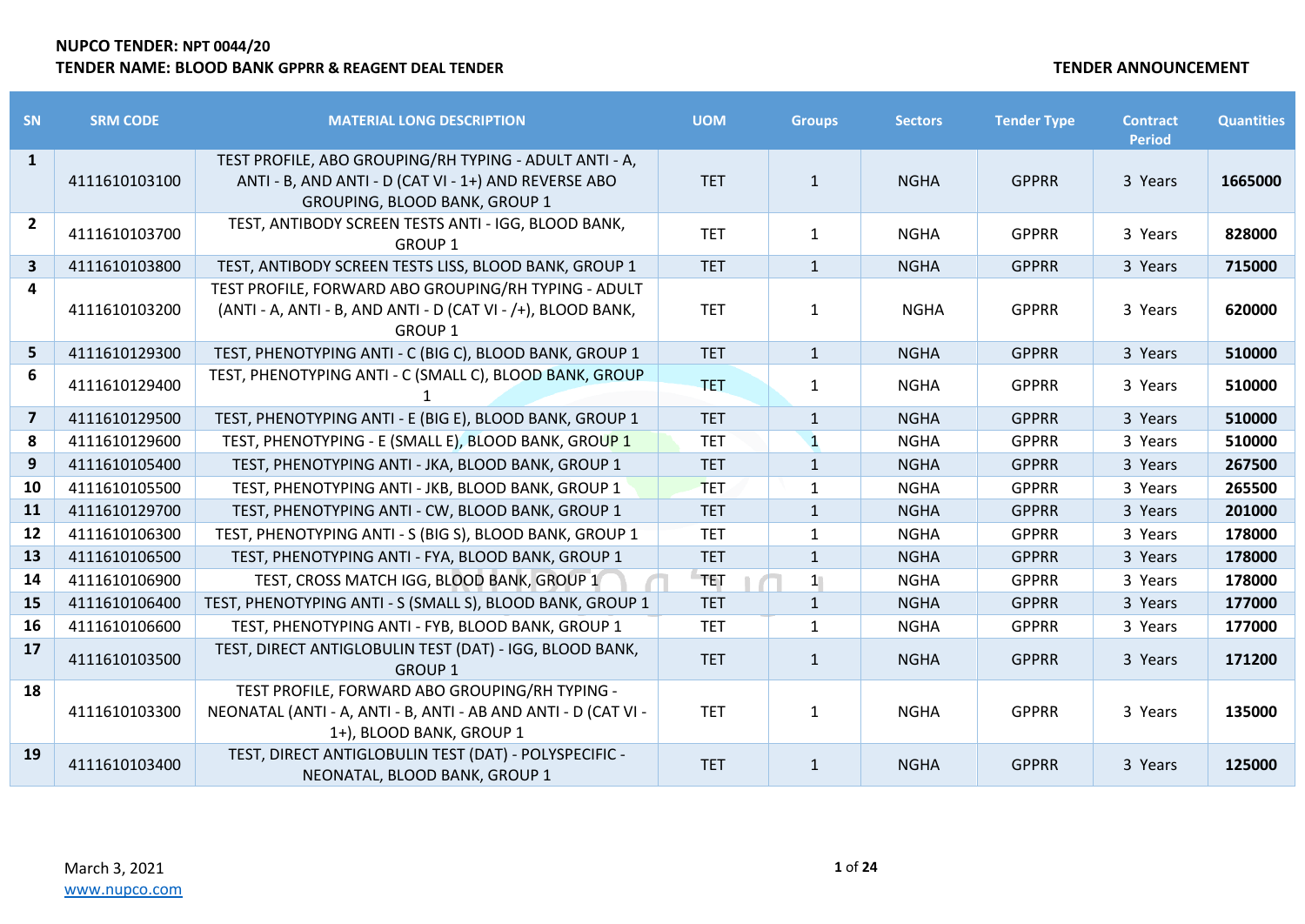**NUPCO TENDER: NPT 0044/20**
**TENDER NAME: BLOOD BANK GPPRR & REAGENT DEAL TENDER**

**TENDER ANNOUNCEMENT**

| SN | SRM CODE | MATERIAL LONG DESCRIPTION | UOM | Groups | Sectors | Tender Type | Contract Period | Quantities |
|---|---|---|---|---|---|---|---|---|
| 1 | 4111610103100 | TEST PROFILE, ABO GROUPING/RH TYPING - ADULT ANTI - A, ANTI - B, AND ANTI - D (CAT VI - 1+) AND REVERSE ABO GROUPING, BLOOD BANK, GROUP 1 | TET | 1 | NGHA | GPPRR | 3 Years | **1665000** |
| 2 | 4111610103700 | TEST, ANTIBODY SCREEN TESTS ANTI - IGG, BLOOD BANK, GROUP 1 | TET | 1 | NGHA | GPPRR | 3 Years | **828000** |
| 3 | 4111610103800 | TEST, ANTIBODY SCREEN TESTS LISS, BLOOD BANK, GROUP 1 | TET | 1 | NGHA | GPPRR | 3 Years | **715000** |
| 4 | 4111610103200 | TEST PROFILE, FORWARD ABO GROUPING/RH TYPING - ADULT (ANTI - A, ANTI - B, AND ANTI - D (CAT VI - /+), BLOOD BANK, GROUP 1 | TET | 1 | NGHA | GPPRR | 3 Years | **620000** |
| 5 | 4111610129300 | TEST, PHENOTYPING ANTI - C (BIG C), BLOOD BANK, GROUP 1 | TET | 1 | NGHA | GPPRR | 3 Years | **510000** |
| 6 | 4111610129400 | TEST, PHENOTYPING ANTI - C (SMALL C), BLOOD BANK, GROUP 1 | TET | 1 | NGHA | GPPRR | 3 Years | **510000** |
| 7 | 4111610129500 | TEST, PHENOTYPING ANTI - E (BIG E), BLOOD BANK, GROUP 1 | TET | 1 | NGHA | GPPRR | 3 Years | **510000** |
| 8 | 4111610129600 | TEST, PHENOTYPING - E (SMALL E), BLOOD BANK, GROUP 1 | TET | 1 | NGHA | GPPRR | 3 Years | **510000** |
| 9 | 4111610105400 | TEST, PHENOTYPING ANTI - JKA, BLOOD BANK, GROUP 1 | TET | 1 | NGHA | GPPRR | 3 Years | **267500** |
| 10 | 4111610105500 | TEST, PHENOTYPING ANTI - JKB, BLOOD BANK, GROUP 1 | TET | 1 | NGHA | GPPRR | 3 Years | **265500** |
| 11 | 4111610129700 | TEST, PHENOTYPING ANTI - CW, BLOOD BANK, GROUP 1 | TET | 1 | NGHA | GPPRR | 3 Years | **201000** |
| 12 | 4111610106300 | TEST, PHENOTYPING ANTI - S (BIG S), BLOOD BANK, GROUP 1 | TET | 1 | NGHA | GPPRR | 3 Years | **178000** |
| 13 | 4111610106500 | TEST, PHENOTYPING ANTI - FYA, BLOOD BANK, GROUP 1 | TET | 1 | NGHA | GPPRR | 3 Years | **178000** |
| 14 | 4111610106900 | TEST, CROSS MATCH IGG, BLOOD BANK, GROUP 1 | TET | 1 | NGHA | GPPRR | 3 Years | **178000** |
| 15 | 4111610106400 | TEST, PHENOTYPING ANTI - S (SMALL S), BLOOD BANK, GROUP 1 | TET | 1 | NGHA | GPPRR | 3 Years | **177000** |
| 16 | 4111610106600 | TEST, PHENOTYPING ANTI - FYB, BLOOD BANK, GROUP 1 | TET | 1 | NGHA | GPPRR | 3 Years | **177000** |
| 17 | 4111610103500 | TEST, DIRECT ANTIGLOBULIN TEST (DAT) - IGG, BLOOD BANK, GROUP 1 | TET | 1 | NGHA | GPPRR | 3 Years | **171200** |
| 18 | 4111610103300 | TEST PROFILE, FORWARD ABO GROUPING/RH TYPING - NEONATAL (ANTI - A, ANTI - B, ANTI - AB AND ANTI - D (CAT VI - 1+), BLOOD BANK, GROUP 1 | TET | 1 | NGHA | GPPRR | 3 Years | **135000** |
| 19 | 4111610103400 | TEST, DIRECT ANTIGLOBULIN TEST (DAT) - POLYSPECIFIC - NEONATAL, BLOOD BANK, GROUP 1 | TET | 1 | NGHA | GPPRR | 3 Years | **125000** |

March 3, 2021
www.nupco.com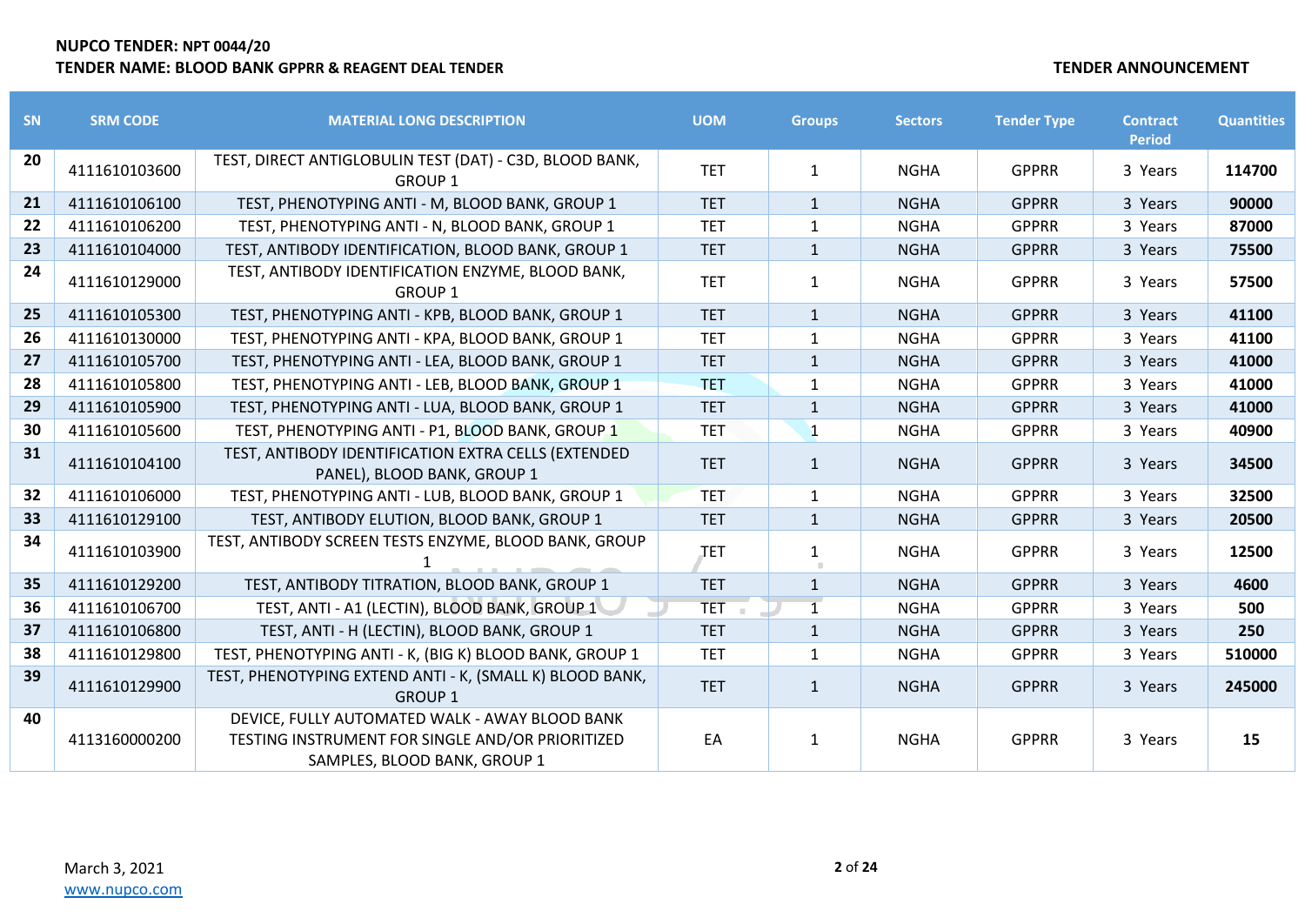**NUPCO TENDER: NPT 0044/20**
**TENDER NAME: BLOOD BANK GPPRR & REAGENT DEAL TENDER**

**TENDER ANNOUNCEMENT**

| SN | SRM CODE | MATERIAL LONG DESCRIPTION | UOM | Groups | Sectors | Tender Type | Contract Period | Quantities |
|---|---|---|---|---|---|---|---|---|
| 20 | 4111610103600 | TEST, DIRECT ANTIGLOBULIN TEST (DAT) - C3D, BLOOD BANK, GROUP 1 | TET | 1 | NGHA | GPPRR | 3 Years | 114700 |
| 21 | 4111610106100 | TEST, PHENOTYPING ANTI - M, BLOOD BANK, GROUP 1 | TET | 1 | NGHA | GPPRR | 3 Years | 90000 |
| 22 | 4111610106200 | TEST, PHENOTYPING ANTI - N, BLOOD BANK, GROUP 1 | TET | 1 | NGHA | GPPRR | 3 Years | 87000 |
| 23 | 4111610104000 | TEST, ANTIBODY IDENTIFICATION, BLOOD BANK, GROUP 1 | TET | 1 | NGHA | GPPRR | 3 Years | 75500 |
| 24 | 4111610129000 | TEST, ANTIBODY IDENTIFICATION ENZYME, BLOOD BANK, GROUP 1 | TET | 1 | NGHA | GPPRR | 3 Years | 57500 |
| 25 | 4111610105300 | TEST, PHENOTYPING ANTI - KPB, BLOOD BANK, GROUP 1 | TET | 1 | NGHA | GPPRR | 3 Years | 41100 |
| 26 | 4111610130000 | TEST, PHENOTYPING ANTI - KPA, BLOOD BANK, GROUP 1 | TET | 1 | NGHA | GPPRR | 3 Years | 41100 |
| 27 | 4111610105700 | TEST, PHENOTYPING ANTI - LEA, BLOOD BANK, GROUP 1 | TET | 1 | NGHA | GPPRR | 3 Years | 41000 |
| 28 | 4111610105800 | TEST, PHENOTYPING ANTI - LEB, BLOOD BANK, GROUP 1 | TET | 1 | NGHA | GPPRR | 3 Years | 41000 |
| 29 | 4111610105900 | TEST, PHENOTYPING ANTI - LUA, BLOOD BANK, GROUP 1 | TET | 1 | NGHA | GPPRR | 3 Years | 41000 |
| 30 | 4111610105600 | TEST, PHENOTYPING ANTI - P1, BLOOD BANK, GROUP 1 | TET | 1 | NGHA | GPPRR | 3 Years | 40900 |
| 31 | 4111610104100 | TEST, ANTIBODY IDENTIFICATION EXTRA CELLS (EXTENDED PANEL), BLOOD BANK, GROUP 1 | TET | 1 | NGHA | GPPRR | 3 Years | 34500 |
| 32 | 4111610106000 | TEST, PHENOTYPING ANTI - LUB, BLOOD BANK, GROUP 1 | TET | 1 | NGHA | GPPRR | 3 Years | 32500 |
| 33 | 4111610129100 | TEST, ANTIBODY ELUTION, BLOOD BANK, GROUP 1 | TET | 1 | NGHA | GPPRR | 3 Years | 20500 |
| 34 | 4111610103900 | TEST, ANTIBODY SCREEN TESTS ENZYME, BLOOD BANK, GROUP 1 | TET | 1 | NGHA | GPPRR | 3 Years | 12500 |
| 35 | 4111610129200 | TEST, ANTIBODY TITRATION, BLOOD BANK, GROUP 1 | TET | 1 | NGHA | GPPRR | 3 Years | 4600 |
| 36 | 4111610106700 | TEST, ANTI - A1 (LECTIN), BLOOD BANK, GROUP 1 | TET | 1 | NGHA | GPPRR | 3 Years | 500 |
| 37 | 4111610106800 | TEST, ANTI - H (LECTIN), BLOOD BANK, GROUP 1 | TET | 1 | NGHA | GPPRR | 3 Years | 250 |
| 38 | 4111610129800 | TEST, PHENOTYPING ANTI - K, (BIG K) BLOOD BANK, GROUP 1 | TET | 1 | NGHA | GPPRR | 3 Years | 510000 |
| 39 | 4111610129900 | TEST, PHENOTYPING EXTEND ANTI - K, (SMALL K) BLOOD BANK, GROUP 1 | TET | 1 | NGHA | GPPRR | 3 Years | 245000 |
| 40 | 4113160000200 | DEVICE, FULLY AUTOMATED WALK - AWAY BLOOD BANK TESTING INSTRUMENT FOR SINGLE AND/OR PRIORITIZED SAMPLES, BLOOD BANK, GROUP 1 | EA | 1 | NGHA | GPPRR | 3 Years | 15 |

March 3, 2021
www.nupco.com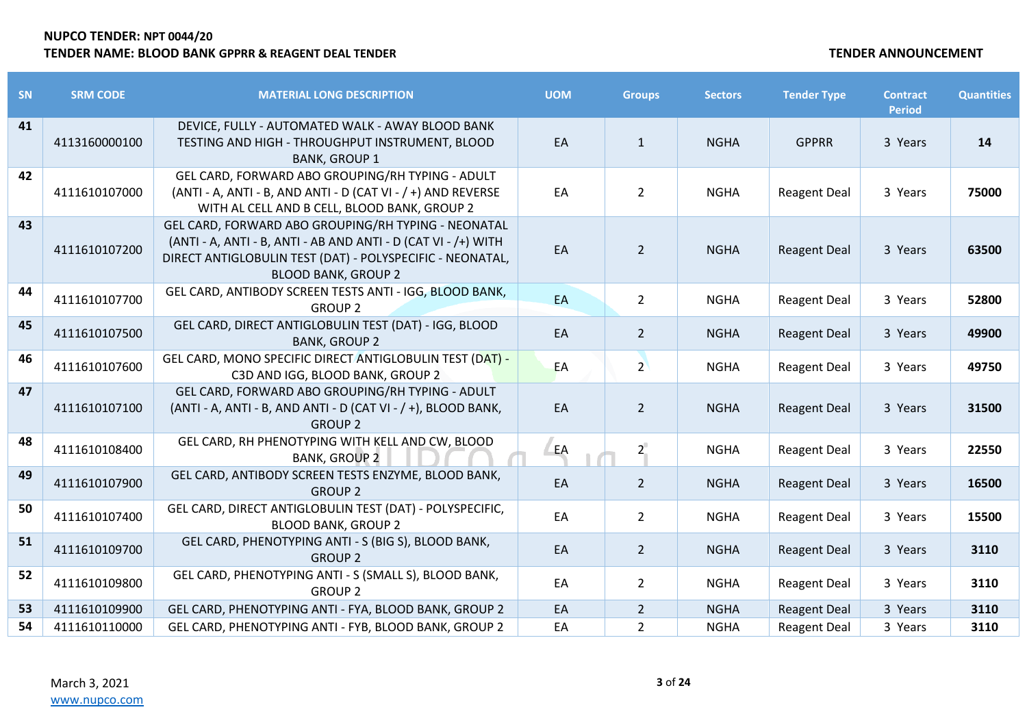**NUPCO TENDER: NPT 0044/20**
**TENDER NAME: BLOOD BANK GPPRR & REAGENT DEAL TENDER**

**TENDER ANNOUNCEMENT**

| SN | SRM CODE | MATERIAL LONG DESCRIPTION | UOM | Groups | Sectors | Tender Type | Contract Period | Quantities |
|---|---|---|---|---|---|---|---|---|
| 41 | 4113160000100 | DEVICE, FULLY - AUTOMATED WALK - AWAY BLOOD BANK TESTING AND HIGH - THROUGHPUT INSTRUMENT, BLOOD BANK, GROUP 1 | EA | 1 | NGHA | GPPRR | 3 Years | 14 |
| 42 | 4111610107000 | GEL CARD, FORWARD ABO GROUPING/RH TYPING - ADULT (ANTI - A, ANTI - B, AND ANTI - D (CAT VI - / +) AND REVERSE WITH AL CELL AND B CELL, BLOOD BANK, GROUP 2 | EA | 2 | NGHA | Reagent Deal | 3 Years | 75000 |
| 43 | 4111610107200 | GEL CARD, FORWARD ABO GROUPING/RH TYPING - NEONATAL (ANTI - A, ANTI - B, ANTI - AB AND ANTI - D (CAT VI - /+) WITH DIRECT ANTIGLOBULIN TEST (DAT) - POLYSPECIFIC - NEONATAL, BLOOD BANK, GROUP 2 | EA | 2 | NGHA | Reagent Deal | 3 Years | 63500 |
| 44 | 4111610107700 | GEL CARD, ANTIBODY SCREEN TESTS ANTI - IGG, BLOOD BANK, GROUP 2 | EA | 2 | NGHA | Reagent Deal | 3 Years | 52800 |
| 45 | 4111610107500 | GEL CARD, DIRECT ANTIGLOBULIN TEST (DAT) - IGG, BLOOD BANK, GROUP 2 | EA | 2 | NGHA | Reagent Deal | 3 Years | 49900 |
| 46 | 4111610107600 | GEL CARD, MONO SPECIFIC DIRECT ANTIGLOBULIN TEST (DAT) - C3D AND IGG, BLOOD BANK, GROUP 2 | EA | 2 | NGHA | Reagent Deal | 3 Years | 49750 |
| 47 | 4111610107100 | GEL CARD, FORWARD ABO GROUPING/RH TYPING - ADULT (ANTI - A, ANTI - B, AND ANTI - D (CAT VI - / +), BLOOD BANK, GROUP 2 | EA | 2 | NGHA | Reagent Deal | 3 Years | 31500 |
| 48 | 4111610108400 | GEL CARD, RH PHENOTYPING WITH KELL AND CW, BLOOD BANK, GROUP 2 | EA | 2 | NGHA | Reagent Deal | 3 Years | 22550 |
| 49 | 4111610107900 | GEL CARD, ANTIBODY SCREEN TESTS ENZYME, BLOOD BANK, GROUP 2 | EA | 2 | NGHA | Reagent Deal | 3 Years | 16500 |
| 50 | 4111610107400 | GEL CARD, DIRECT ANTIGLOBULIN TEST (DAT) - POLYSPECIFIC, BLOOD BANK, GROUP 2 | EA | 2 | NGHA | Reagent Deal | 3 Years | 15500 |
| 51 | 4111610109700 | GEL CARD, PHENOTYPING ANTI - S (BIG S), BLOOD BANK, GROUP 2 | EA | 2 | NGHA | Reagent Deal | 3 Years | 3110 |
| 52 | 4111610109800 | GEL CARD, PHENOTYPING ANTI - S (SMALL S), BLOOD BANK, GROUP 2 | EA | 2 | NGHA | Reagent Deal | 3 Years | 3110 |
| 53 | 4111610109900 | GEL CARD, PHENOTYPING ANTI - FYA, BLOOD BANK, GROUP 2 | EA | 2 | NGHA | Reagent Deal | 3 Years | 3110 |
| 54 | 4111610110000 | GEL CARD, PHENOTYPING ANTI - FYB, BLOOD BANK, GROUP 2 | EA | 2 | NGHA | Reagent Deal | 3 Years | 3110 |

March 3, 2021
www.nupco.com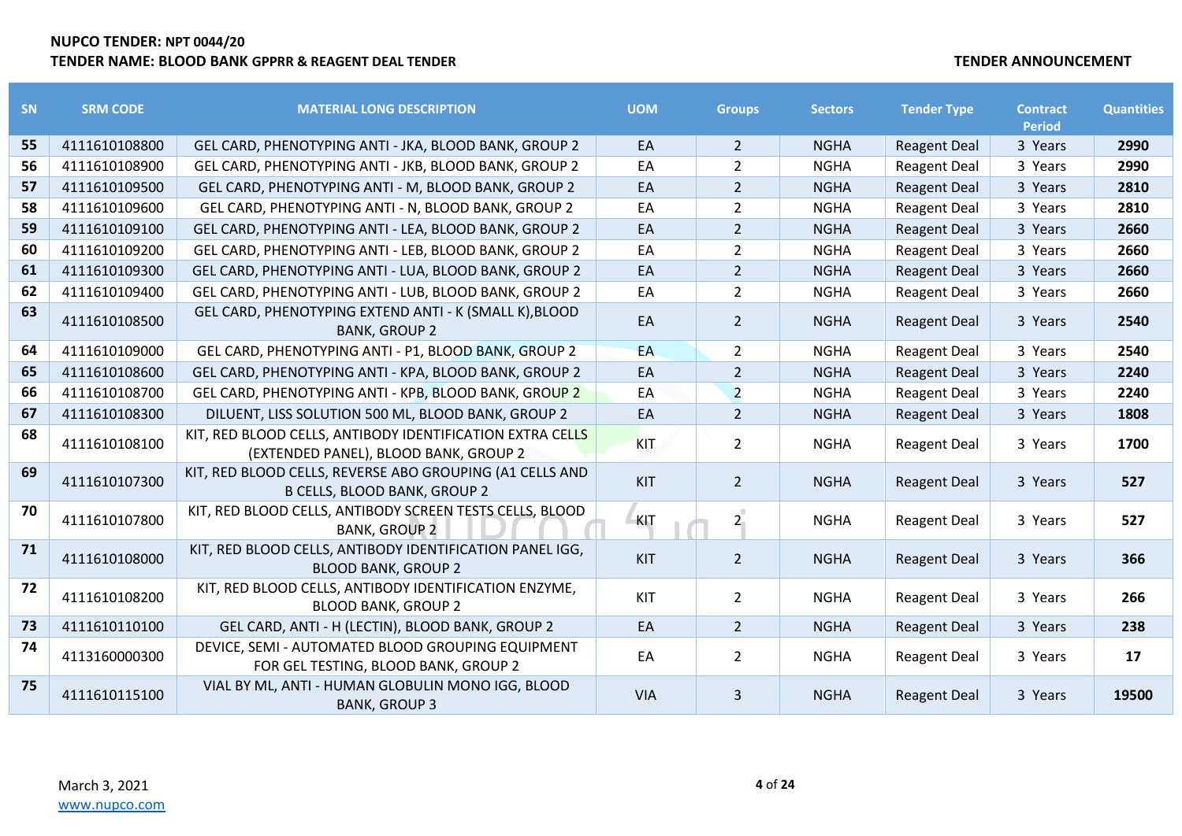**NUPCO TENDER: NPT 0044/20**
**TENDER NAME: BLOOD BANK GPPRR & REAGENT DEAL TENDER**

**TENDER ANNOUNCEMENT**

| SN | SRM CODE | MATERIAL LONG DESCRIPTION | UOM | Groups | Sectors | Tender Type | Contract Period | Quantities |
|---|---|---|---|---|---|---|---|---|
| 55 | 4111610108800 | GEL CARD, PHENOTYPING ANTI - JKA, BLOOD BANK, GROUP 2 | EA | 2 | NGHA | Reagent Deal | 3 Years | 2990 |
| 56 | 4111610108900 | GEL CARD, PHENOTYPING ANTI - JKB, BLOOD BANK, GROUP 2 | EA | 2 | NGHA | Reagent Deal | 3 Years | 2990 |
| 57 | 4111610109500 | GEL CARD, PHENOTYPING ANTI - M, BLOOD BANK, GROUP 2 | EA | 2 | NGHA | Reagent Deal | 3 Years | 2810 |
| 58 | 4111610109600 | GEL CARD, PHENOTYPING ANTI - N, BLOOD BANK, GROUP 2 | EA | 2 | NGHA | Reagent Deal | 3 Years | 2810 |
| 59 | 4111610109100 | GEL CARD, PHENOTYPING ANTI - LEA, BLOOD BANK, GROUP 2 | EA | 2 | NGHA | Reagent Deal | 3 Years | 2660 |
| 60 | 4111610109200 | GEL CARD, PHENOTYPING ANTI - LEB, BLOOD BANK, GROUP 2 | EA | 2 | NGHA | Reagent Deal | 3 Years | 2660 |
| 61 | 4111610109300 | GEL CARD, PHENOTYPING ANTI - LUA, BLOOD BANK, GROUP 2 | EA | 2 | NGHA | Reagent Deal | 3 Years | 2660 |
| 62 | 4111610109400 | GEL CARD, PHENOTYPING ANTI - LUB, BLOOD BANK, GROUP 2 | EA | 2 | NGHA | Reagent Deal | 3 Years | 2660 |
| 63 | 4111610108500 | GEL CARD, PHENOTYPING EXTEND ANTI - K (SMALL K),BLOOD BANK, GROUP 2 | EA | 2 | NGHA | Reagent Deal | 3 Years | 2540 |
| 64 | 4111610109000 | GEL CARD, PHENOTYPING ANTI - P1, BLOOD BANK, GROUP 2 | EA | 2 | NGHA | Reagent Deal | 3 Years | 2540 |
| 65 | 4111610108600 | GEL CARD, PHENOTYPING ANTI - KPA, BLOOD BANK, GROUP 2 | EA | 2 | NGHA | Reagent Deal | 3 Years | 2240 |
| 66 | 4111610108700 | GEL CARD, PHENOTYPING ANTI - KPB, BLOOD BANK, GROUP 2 | EA | 2 | NGHA | Reagent Deal | 3 Years | 2240 |
| 67 | 4111610108300 | DILUENT, LISS SOLUTION 500 ML, BLOOD BANK, GROUP 2 | EA | 2 | NGHA | Reagent Deal | 3 Years | 1808 |
| 68 | 4111610108100 | KIT, RED BLOOD CELLS, ANTIBODY IDENTIFICATION EXTRA CELLS (EXTENDED PANEL), BLOOD BANK, GROUP 2 | KIT | 2 | NGHA | Reagent Deal | 3 Years | 1700 |
| 69 | 4111610107300 | KIT, RED BLOOD CELLS, REVERSE ABO GROUPING (A1 CELLS AND B CELLS, BLOOD BANK, GROUP 2 | KIT | 2 | NGHA | Reagent Deal | 3 Years | 527 |
| 70 | 4111610107800 | KIT, RED BLOOD CELLS, ANTIBODY SCREEN TESTS CELLS, BLOOD BANK, GROUP 2 | KIT | 2 | NGHA | Reagent Deal | 3 Years | 527 |
| 71 | 4111610108000 | KIT, RED BLOOD CELLS, ANTIBODY IDENTIFICATION PANEL IGG, BLOOD BANK, GROUP 2 | KIT | 2 | NGHA | Reagent Deal | 3 Years | 366 |
| 72 | 4111610108200 | KIT, RED BLOOD CELLS, ANTIBODY IDENTIFICATION ENZYME, BLOOD BANK, GROUP 2 | KIT | 2 | NGHA | Reagent Deal | 3 Years | 266 |
| 73 | 4111610110100 | GEL CARD, ANTI - H (LECTIN), BLOOD BANK, GROUP 2 | EA | 2 | NGHA | Reagent Deal | 3 Years | 238 |
| 74 | 4113160000300 | DEVICE, SEMI - AUTOMATED BLOOD GROUPING EQUIPMENT FOR GEL TESTING, BLOOD BANK, GROUP 2 | EA | 2 | NGHA | Reagent Deal | 3 Years | 17 |
| 75 | 4111610115100 | VIAL BY ML, ANTI - HUMAN GLOBULIN MONO IGG, BLOOD BANK, GROUP 3 | VIA | 3 | NGHA | Reagent Deal | 3 Years | 19500 |

March 3, 2021
www.nupco.com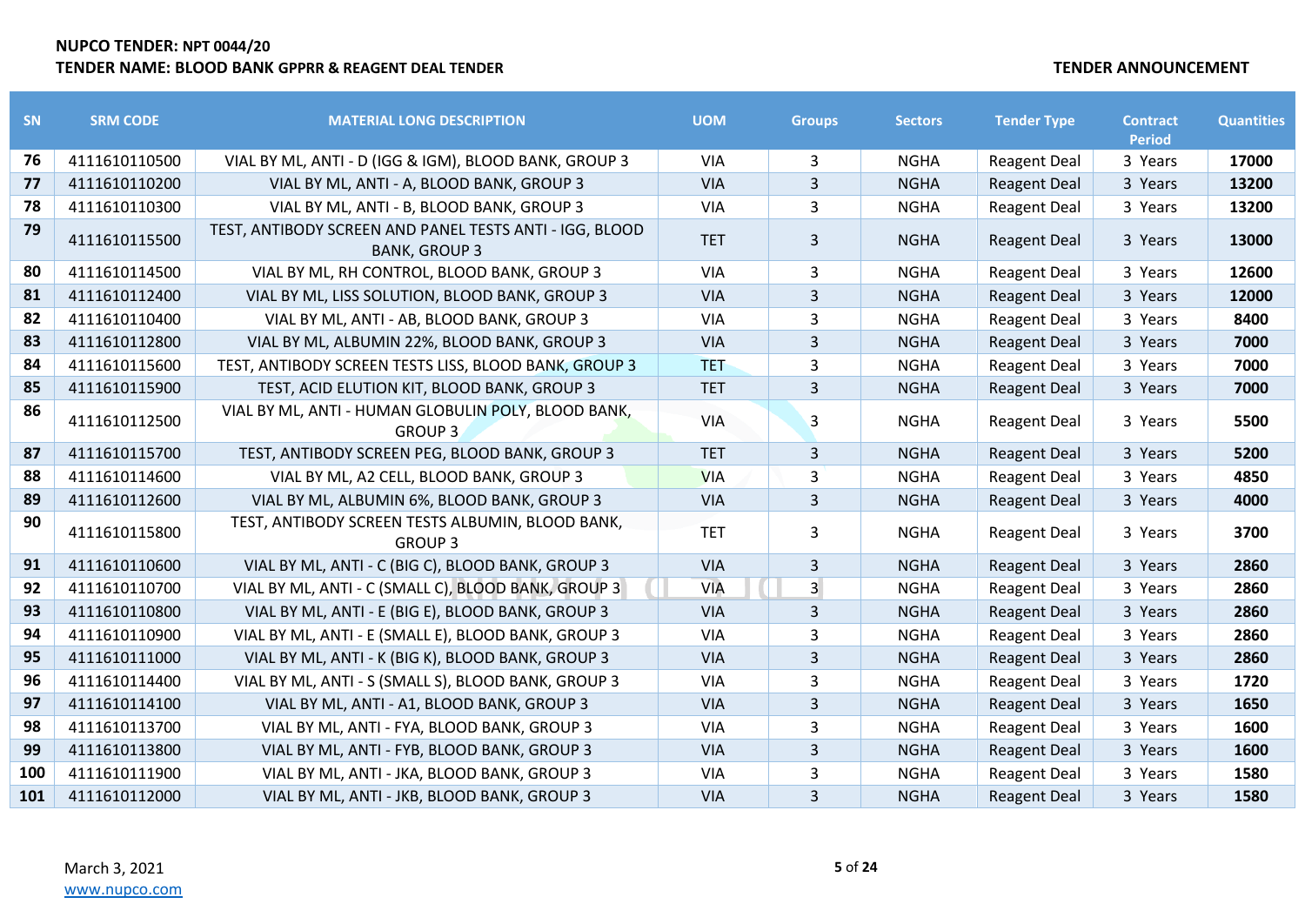**NUPCO TENDER: NPT 0044/20**

**TENDER NAME: BLOOD BANK GPPRR & REAGENT DEAL TENDER**

**TENDER ANNOUNCEMENT**

| SN | SRM CODE | MATERIAL LONG DESCRIPTION | UOM | Groups | Sectors | Tender Type | Contract Period | Quantities |
|---|---|---|---|---|---|---|---|---|
| 76 | 4111610110500 | VIAL BY ML, ANTI - D (IGG & IGM), BLOOD BANK, GROUP 3 | VIA | 3 | NGHA | Reagent Deal | 3 Years | 17000 |
| 77 | 4111610110200 | VIAL BY ML, ANTI - A, BLOOD BANK, GROUP 3 | VIA | 3 | NGHA | Reagent Deal | 3 Years | 13200 |
| 78 | 4111610110300 | VIAL BY ML, ANTI - B, BLOOD BANK, GROUP 3 | VIA | 3 | NGHA | Reagent Deal | 3 Years | 13200 |
| 79 | 4111610115500 | TEST, ANTIBODY SCREEN AND PANEL TESTS ANTI - IGG, BLOOD BANK, GROUP 3 | TET | 3 | NGHA | Reagent Deal | 3 Years | 13000 |
| 80 | 4111610114500 | VIAL BY ML, RH CONTROL, BLOOD BANK, GROUP 3 | VIA | 3 | NGHA | Reagent Deal | 3 Years | 12600 |
| 81 | 4111610112400 | VIAL BY ML, LISS SOLUTION, BLOOD BANK, GROUP 3 | VIA | 3 | NGHA | Reagent Deal | 3 Years | 12000 |
| 82 | 4111610110400 | VIAL BY ML, ANTI - AB, BLOOD BANK, GROUP 3 | VIA | 3 | NGHA | Reagent Deal | 3 Years | 8400 |
| 83 | 4111610112800 | VIAL BY ML, ALBUMIN 22%, BLOOD BANK, GROUP 3 | VIA | 3 | NGHA | Reagent Deal | 3 Years | 7000 |
| 84 | 4111610115600 | TEST, ANTIBODY SCREEN TESTS LISS, BLOOD BANK, GROUP 3 | TET | 3 | NGHA | Reagent Deal | 3 Years | 7000 |
| 85 | 4111610115900 | TEST, ACID ELUTION KIT, BLOOD BANK, GROUP 3 | TET | 3 | NGHA | Reagent Deal | 3 Years | 7000 |
| 86 | 4111610112500 | VIAL BY ML, ANTI - HUMAN GLOBULIN POLY, BLOOD BANK, GROUP 3 | VIA | 3 | NGHA | Reagent Deal | 3 Years | 5500 |
| 87 | 4111610115700 | TEST, ANTIBODY SCREEN PEG, BLOOD BANK, GROUP 3 | TET | 3 | NGHA | Reagent Deal | 3 Years | 5200 |
| 88 | 4111610114600 | VIAL BY ML, A2 CELL, BLOOD BANK, GROUP 3 | VIA | 3 | NGHA | Reagent Deal | 3 Years | 4850 |
| 89 | 4111610112600 | VIAL BY ML, ALBUMIN 6%, BLOOD BANK, GROUP 3 | VIA | 3 | NGHA | Reagent Deal | 3 Years | 4000 |
| 90 | 4111610115800 | TEST, ANTIBODY SCREEN TESTS ALBUMIN, BLOOD BANK, GROUP 3 | TET | 3 | NGHA | Reagent Deal | 3 Years | 3700 |
| 91 | 4111610110600 | VIAL BY ML, ANTI - C (BIG C), BLOOD BANK, GROUP 3 | VIA | 3 | NGHA | Reagent Deal | 3 Years | 2860 |
| 92 | 4111610110700 | VIAL BY ML, ANTI - C (SMALL C), BLOOD BANK, GROUP 3 | VIA | 3 | NGHA | Reagent Deal | 3 Years | 2860 |
| 93 | 4111610110800 | VIAL BY ML, ANTI - E (BIG E), BLOOD BANK, GROUP 3 | VIA | 3 | NGHA | Reagent Deal | 3 Years | 2860 |
| 94 | 4111610110900 | VIAL BY ML, ANTI - E (SMALL E), BLOOD BANK, GROUP 3 | VIA | 3 | NGHA | Reagent Deal | 3 Years | 2860 |
| 95 | 4111610111000 | VIAL BY ML, ANTI - K (BIG K), BLOOD BANK, GROUP 3 | VIA | 3 | NGHA | Reagent Deal | 3 Years | 2860 |
| 96 | 4111610114400 | VIAL BY ML, ANTI - S (SMALL S), BLOOD BANK, GROUP 3 | VIA | 3 | NGHA | Reagent Deal | 3 Years | 1720 |
| 97 | 4111610114100 | VIAL BY ML, ANTI - A1, BLOOD BANK, GROUP 3 | VIA | 3 | NGHA | Reagent Deal | 3 Years | 1650 |
| 98 | 4111610113700 | VIAL BY ML, ANTI - FYA, BLOOD BANK, GROUP 3 | VIA | 3 | NGHA | Reagent Deal | 3 Years | 1600 |
| 99 | 4111610113800 | VIAL BY ML, ANTI - FYB, BLOOD BANK, GROUP 3 | VIA | 3 | NGHA | Reagent Deal | 3 Years | 1600 |
| 100 | 4111610111900 | VIAL BY ML, ANTI - JKA, BLOOD BANK, GROUP 3 | VIA | 3 | NGHA | Reagent Deal | 3 Years | 1580 |
| 101 | 4111610112000 | VIAL BY ML, ANTI - JKB, BLOOD BANK, GROUP 3 | VIA | 3 | NGHA | Reagent Deal | 3 Years | 1580 |

March 3, 2021

www.nupco.com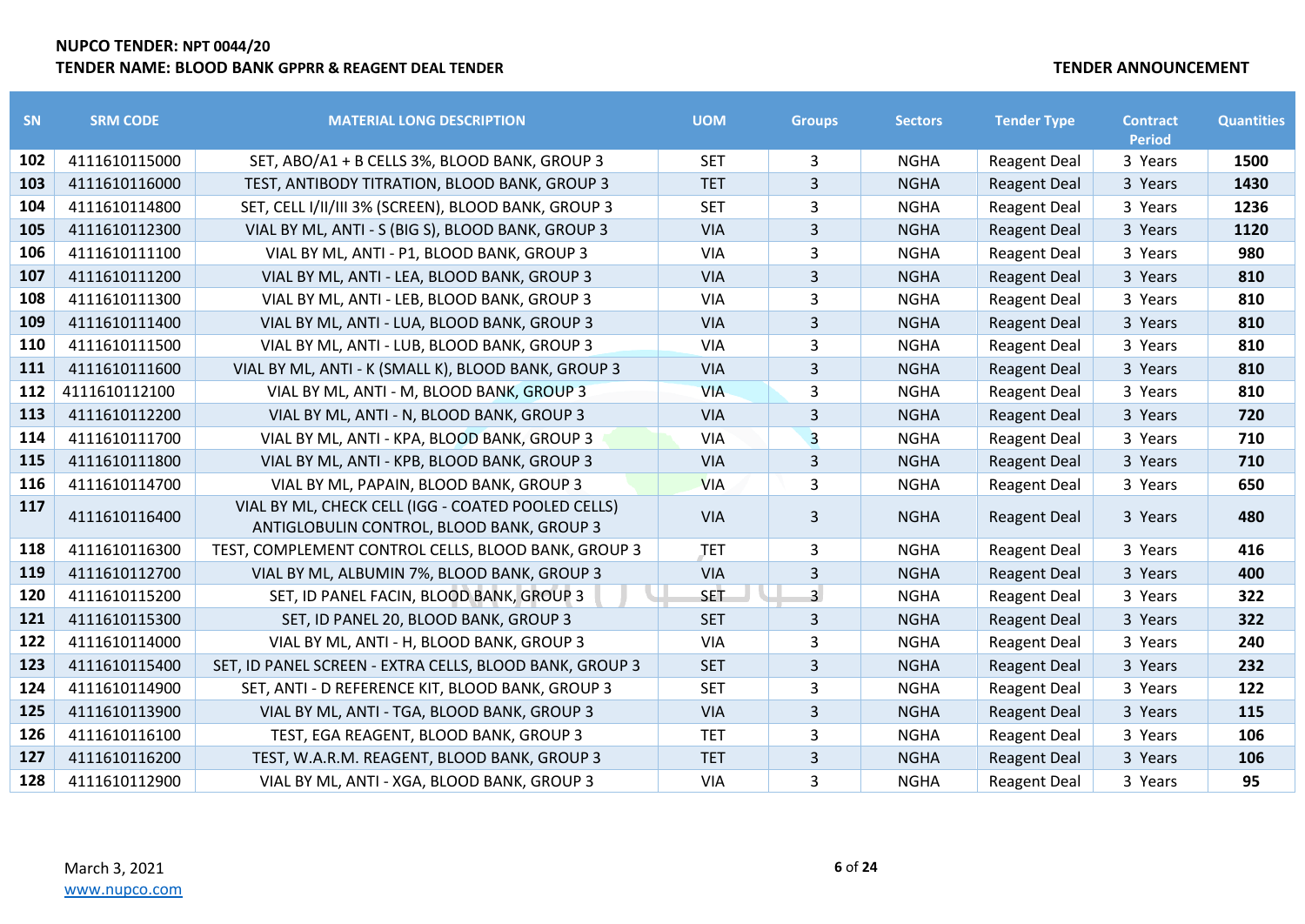**NUPCO TENDER: NPT 0044/20**
**TENDER NAME: BLOOD BANK GPPRR & REAGENT DEAL TENDER**

**TENDER ANNOUNCEMENT**

| SN | SRM CODE | MATERIAL LONG DESCRIPTION | UOM | Groups | Sectors | Tender Type | Contract Period | Quantities |
|---|---|---|---|---|---|---|---|---|
| 102 | 4111610115000 | SET, ABO/A1 + B CELLS 3%, BLOOD BANK, GROUP 3 | SET | 3 | NGHA | Reagent Deal | 3 Years | 1500 |
| 103 | 4111610116000 | TEST, ANTIBODY TITRATION, BLOOD BANK, GROUP 3 | TET | 3 | NGHA | Reagent Deal | 3 Years | 1430 |
| 104 | 4111610114800 | SET, CELL I/II/III 3% (SCREEN), BLOOD BANK, GROUP 3 | SET | 3 | NGHA | Reagent Deal | 3 Years | 1236 |
| 105 | 4111610112300 | VIAL BY ML, ANTI - S (BIG S), BLOOD BANK, GROUP 3 | VIA | 3 | NGHA | Reagent Deal | 3 Years | 1120 |
| 106 | 4111610111100 | VIAL BY ML, ANTI - P1, BLOOD BANK, GROUP 3 | VIA | 3 | NGHA | Reagent Deal | 3 Years | 980 |
| 107 | 4111610111200 | VIAL BY ML, ANTI - LEA, BLOOD BANK, GROUP 3 | VIA | 3 | NGHA | Reagent Deal | 3 Years | 810 |
| 108 | 4111610111300 | VIAL BY ML, ANTI - LEB, BLOOD BANK, GROUP 3 | VIA | 3 | NGHA | Reagent Deal | 3 Years | 810 |
| 109 | 4111610111400 | VIAL BY ML, ANTI - LUA, BLOOD BANK, GROUP 3 | VIA | 3 | NGHA | Reagent Deal | 3 Years | 810 |
| 110 | 4111610111500 | VIAL BY ML, ANTI - LUB, BLOOD BANK, GROUP 3 | VIA | 3 | NGHA | Reagent Deal | 3 Years | 810 |
| 111 | 4111610111600 | VIAL BY ML, ANTI - K (SMALL K), BLOOD BANK, GROUP 3 | VIA | 3 | NGHA | Reagent Deal | 3 Years | 810 |
| 112 | 4111610112100 | VIAL BY ML, ANTI - M, BLOOD BANK, GROUP 3 | VIA | 3 | NGHA | Reagent Deal | 3 Years | 810 |
| 113 | 4111610112200 | VIAL BY ML, ANTI - N, BLOOD BANK, GROUP 3 | VIA | 3 | NGHA | Reagent Deal | 3 Years | 720 |
| 114 | 4111610111700 | VIAL BY ML, ANTI - KPA, BLOOD BANK, GROUP 3 | VIA | 3 | NGHA | Reagent Deal | 3 Years | 710 |
| 115 | 4111610111800 | VIAL BY ML, ANTI - KPB, BLOOD BANK, GROUP 3 | VIA | 3 | NGHA | Reagent Deal | 3 Years | 710 |
| 116 | 4111610114700 | VIAL BY ML, PAPAIN, BLOOD BANK, GROUP 3 | VIA | 3 | NGHA | Reagent Deal | 3 Years | 650 |
| 117 | 4111610116400 | VIAL BY ML, CHECK CELL (IGG - COATED POOLED CELLS) ANTIGLOBULIN CONTROL, BLOOD BANK, GROUP 3 | VIA | 3 | NGHA | Reagent Deal | 3 Years | 480 |
| 118 | 4111610116300 | TEST, COMPLEMENT CONTROL CELLS, BLOOD BANK, GROUP 3 | TET | 3 | NGHA | Reagent Deal | 3 Years | 416 |
| 119 | 4111610112700 | VIAL BY ML, ALBUMIN 7%, BLOOD BANK, GROUP 3 | VIA | 3 | NGHA | Reagent Deal | 3 Years | 400 |
| 120 | 4111610115200 | SET, ID PANEL FACIN, BLOOD BANK, GROUP 3 | SET | 3 | NGHA | Reagent Deal | 3 Years | 322 |
| 121 | 4111610115300 | SET, ID PANEL 20, BLOOD BANK, GROUP 3 | SET | 3 | NGHA | Reagent Deal | 3 Years | 322 |
| 122 | 4111610114000 | VIAL BY ML, ANTI - H, BLOOD BANK, GROUP 3 | VIA | 3 | NGHA | Reagent Deal | 3 Years | 240 |
| 123 | 4111610115400 | SET, ID PANEL SCREEN - EXTRA CELLS, BLOOD BANK, GROUP 3 | SET | 3 | NGHA | Reagent Deal | 3 Years | 232 |
| 124 | 4111610114900 | SET, ANTI - D REFERENCE KIT, BLOOD BANK, GROUP 3 | SET | 3 | NGHA | Reagent Deal | 3 Years | 122 |
| 125 | 4111610113900 | VIAL BY ML, ANTI - TGA, BLOOD BANK, GROUP 3 | VIA | 3 | NGHA | Reagent Deal | 3 Years | 115 |
| 126 | 4111610116100 | TEST, EGA REAGENT, BLOOD BANK, GROUP 3 | TET | 3 | NGHA | Reagent Deal | 3 Years | 106 |
| 127 | 4111610116200 | TEST, W.A.R.M. REAGENT, BLOOD BANK, GROUP 3 | TET | 3 | NGHA | Reagent Deal | 3 Years | 106 |
| 128 | 4111610112900 | VIAL BY ML, ANTI - XGA, BLOOD BANK, GROUP 3 | VIA | 3 | NGHA | Reagent Deal | 3 Years | 95 |

March 3, 2021
www.nupco.com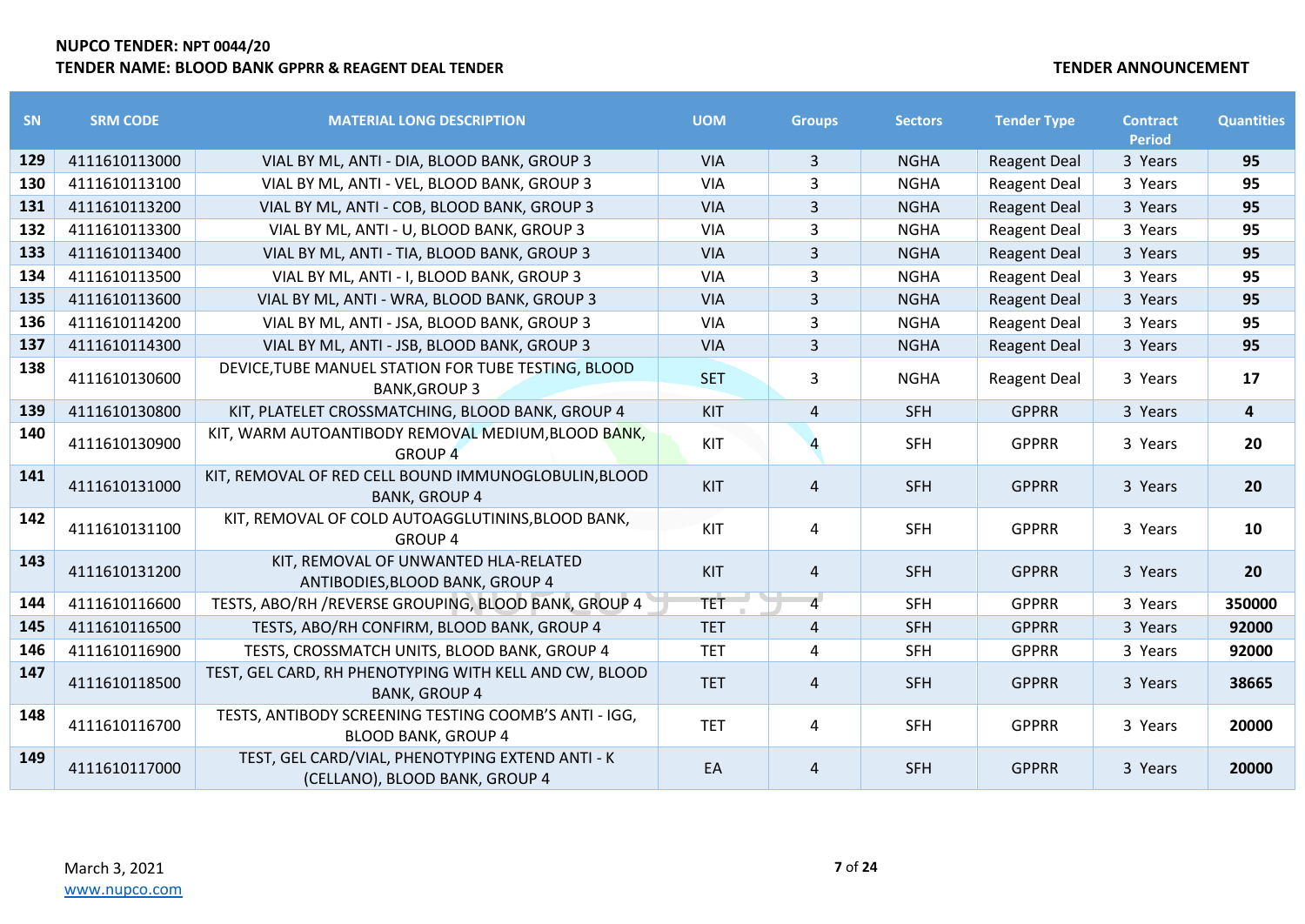**NUPCO TENDER: NPT 0044/20**
**TENDER NAME: BLOOD BANK GPPRR & REAGENT DEAL TENDER**

**TENDER ANNOUNCEMENT**

| SN | SRM CODE | MATERIAL LONG DESCRIPTION | UOM | Groups | Sectors | Tender Type | Contract Period | Quantities |
|---|---|---|---|---|---|---|---|---|
| 129 | 4111610113000 | VIAL BY ML, ANTI - DIA, BLOOD BANK, GROUP 3 | VIA | 3 | NGHA | Reagent Deal | 3 Years | 95 |
| 130 | 4111610113100 | VIAL BY ML, ANTI - VEL, BLOOD BANK, GROUP 3 | VIA | 3 | NGHA | Reagent Deal | 3 Years | 95 |
| 131 | 4111610113200 | VIAL BY ML, ANTI - COB, BLOOD BANK, GROUP 3 | VIA | 3 | NGHA | Reagent Deal | 3 Years | 95 |
| 132 | 4111610113300 | VIAL BY ML, ANTI - U, BLOOD BANK, GROUP 3 | VIA | 3 | NGHA | Reagent Deal | 3 Years | 95 |
| 133 | 4111610113400 | VIAL BY ML, ANTI - TIA, BLOOD BANK, GROUP 3 | VIA | 3 | NGHA | Reagent Deal | 3 Years | 95 |
| 134 | 4111610113500 | VIAL BY ML, ANTI - I, BLOOD BANK, GROUP 3 | VIA | 3 | NGHA | Reagent Deal | 3 Years | 95 |
| 135 | 4111610113600 | VIAL BY ML, ANTI - WRA, BLOOD BANK, GROUP 3 | VIA | 3 | NGHA | Reagent Deal | 3 Years | 95 |
| 136 | 4111610114200 | VIAL BY ML, ANTI - JSA, BLOOD BANK, GROUP 3 | VIA | 3 | NGHA | Reagent Deal | 3 Years | 95 |
| 137 | 4111610114300 | VIAL BY ML, ANTI - JSB, BLOOD BANK, GROUP 3 | VIA | 3 | NGHA | Reagent Deal | 3 Years | 95 |
| 138 | 4111610130600 | DEVICE,TUBE MANUEL STATION FOR TUBE TESTING, BLOOD BANK,GROUP 3 | SET | 3 | NGHA | Reagent Deal | 3 Years | 17 |
| 139 | 4111610130800 | KIT, PLATELET CROSSMATCHING, BLOOD BANK, GROUP 4 | KIT | 4 | SFH | GPPRR | 3 Years | 4 |
| 140 | 4111610130900 | KIT, WARM AUTOANTIBODY REMOVAL MEDIUM,BLOOD BANK, GROUP 4 | KIT | 4 | SFH | GPPRR | 3 Years | 20 |
| 141 | 4111610131000 | KIT, REMOVAL OF RED CELL BOUND IMMUNOGLOBULIN,BLOOD BANK, GROUP 4 | KIT | 4 | SFH | GPPRR | 3 Years | 20 |
| 142 | 4111610131100 | KIT, REMOVAL OF COLD AUTOAGGLUTININS,BLOOD BANK, GROUP 4 | KIT | 4 | SFH | GPPRR | 3 Years | 10 |
| 143 | 4111610131200 | KIT, REMOVAL OF UNWANTED HLA-RELATED ANTIBODIES,BLOOD BANK, GROUP 4 | KIT | 4 | SFH | GPPRR | 3 Years | 20 |
| 144 | 4111610116600 | TESTS, ABO/RH /REVERSE GROUPING, BLOOD BANK, GROUP 4 | TET | 4 | SFH | GPPRR | 3 Years | 350000 |
| 145 | 4111610116500 | TESTS, ABO/RH CONFIRM, BLOOD BANK, GROUP 4 | TET | 4 | SFH | GPPRR | 3 Years | 92000 |
| 146 | 4111610116900 | TESTS, CROSSMATCH UNITS, BLOOD BANK, GROUP 4 | TET | 4 | SFH | GPPRR | 3 Years | 92000 |
| 147 | 4111610118500 | TEST, GEL CARD, RH PHENOTYPING WITH KELL AND CW, BLOOD BANK, GROUP 4 | TET | 4 | SFH | GPPRR | 3 Years | 38665 |
| 148 | 4111610116700 | TESTS, ANTIBODY SCREENING TESTING COOMB'S ANTI - IGG, BLOOD BANK, GROUP 4 | TET | 4 | SFH | GPPRR | 3 Years | 20000 |
| 149 | 4111610117000 | TEST, GEL CARD/VIAL, PHENOTYPING EXTEND ANTI - K (CELLANO), BLOOD BANK, GROUP 4 | EA | 4 | SFH | GPPRR | 3 Years | 20000 |

March 3, 2021
www.nupco.com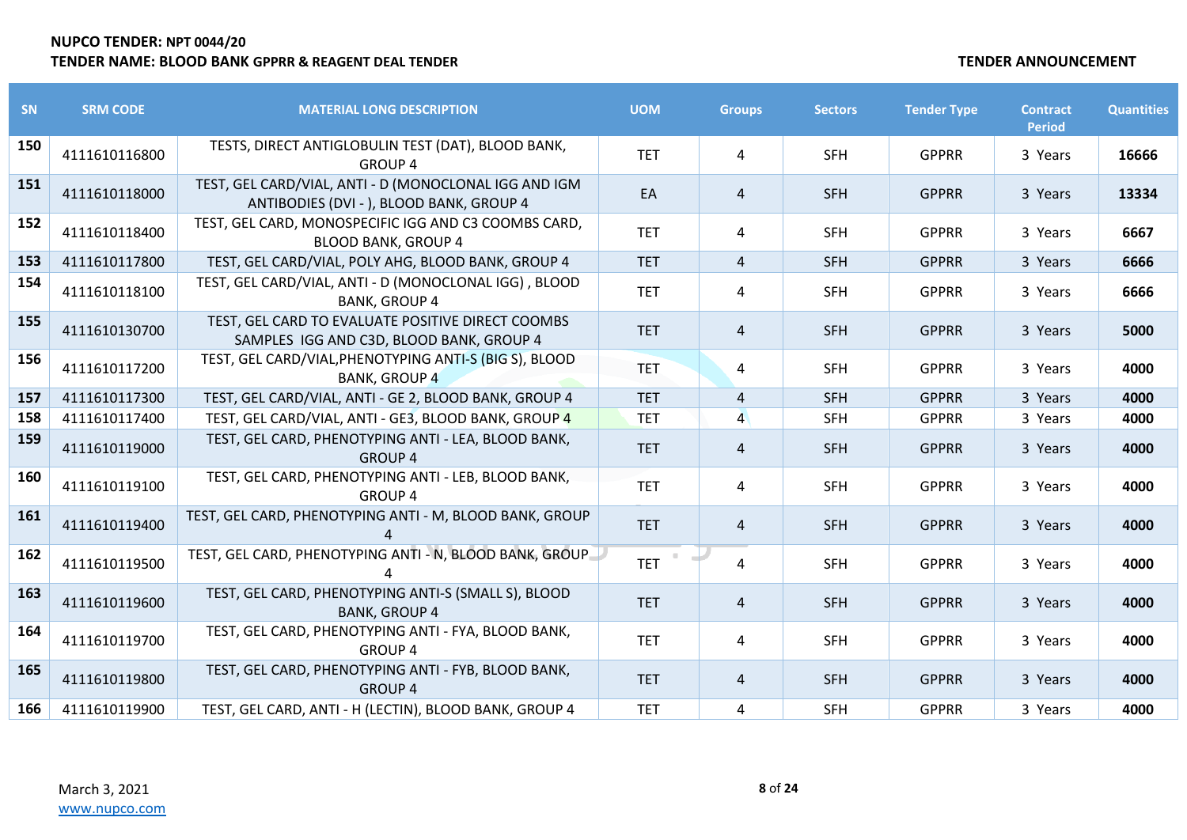| SN | SRM CODE | MATERIAL LONG DESCRIPTION | UOM | Groups | Sectors | Tender Type | Contract Period | Quantities |
|---|---|---|---|---|---|---|---|---|
| 150 | 4111610116800 | TESTS, DIRECT ANTIGLOBULIN TEST (DAT), BLOOD BANK, GROUP 4 | TET | 4 | SFH | GPPRR | 3 Years | **16666** |
| 151 | 4111610118000 | TEST, GEL CARD/VIAL, ANTI - D (MONOCLONAL IGG AND IGM ANTIBODIES (DVI - ), BLOOD BANK, GROUP 4 | EA | 4 | SFH | GPPRR | 3 Years | **13334** |
| 152 | 4111610118400 | TEST, GEL CARD, MONOSPECIFIC IGG AND C3 COOMBS CARD, BLOOD BANK, GROUP 4 | TET | 4 | SFH | GPPRR | 3 Years | **6667** |
| 153 | 4111610117800 | TEST, GEL CARD/VIAL, POLY AHG, BLOOD BANK, GROUP 4 | TET | 4 | SFH | GPPRR | 3 Years | **6666** |
| 154 | 4111610118100 | TEST, GEL CARD/VIAL, ANTI - D (MONOCLONAL IGG) , BLOOD BANK, GROUP 4 | TET | 4 | SFH | GPPRR | 3 Years | **6666** |
| 155 | 4111610130700 | TEST, GEL CARD TO EVALUATE POSITIVE DIRECT COOMBS SAMPLES IGG AND C3D, BLOOD BANK, GROUP 4 | TET | 4 | SFH | GPPRR | 3 Years | **5000** |
| 156 | 4111610117200 | TEST, GEL CARD/VIAL,PHENOTYPING ANTI-S (BIG S), BLOOD BANK, GROUP 4 | TET | 4 | SFH | GPPRR | 3 Years | **4000** |
| 157 | 4111610117300 | TEST, GEL CARD/VIAL, ANTI - GE 2, BLOOD BANK, GROUP 4 | TET | 4 | SFH | GPPRR | 3 Years | **4000** |
| 158 | 4111610117400 | TEST, GEL CARD/VIAL, ANTI - GE3, BLOOD BANK, GROUP 4 | TET | 4 | SFH | GPPRR | 3 Years | **4000** |
| 159 | 4111610119000 | TEST, GEL CARD, PHENOTYPING ANTI - LEA, BLOOD BANK, GROUP 4 | TET | 4 | SFH | GPPRR | 3 Years | **4000** |
| 160 | 4111610119100 | TEST, GEL CARD, PHENOTYPING ANTI - LEB, BLOOD BANK, GROUP 4 | TET | 4 | SFH | GPPRR | 3 Years | **4000** |
| 161 | 4111610119400 | TEST, GEL CARD, PHENOTYPING ANTI - M, BLOOD BANK, GROUP 4 | TET | 4 | SFH | GPPRR | 3 Years | **4000** |
| 162 | 4111610119500 | TEST, GEL CARD, PHENOTYPING ANTI - N, BLOOD BANK, GROUP 4 | TET | 4 | SFH | GPPRR | 3 Years | **4000** |
| 163 | 4111610119600 | TEST, GEL CARD, PHENOTYPING ANTI-S (SMALL S), BLOOD BANK, GROUP 4 | TET | 4 | SFH | GPPRR | 3 Years | **4000** |
| 164 | 4111610119700 | TEST, GEL CARD, PHENOTYPING ANTI - FYA, BLOOD BANK, GROUP 4 | TET | 4 | SFH | GPPRR | 3 Years | **4000** |
| 165 | 4111610119800 | TEST, GEL CARD, PHENOTYPING ANTI - FYB, BLOOD BANK, GROUP 4 | TET | 4 | SFH | GPPRR | 3 Years | **4000** |
| 166 | 4111610119900 | TEST, GEL CARD, ANTI - H (LECTIN), BLOOD BANK, GROUP 4 | TET | 4 | SFH | GPPRR | 3 Years | **4000** |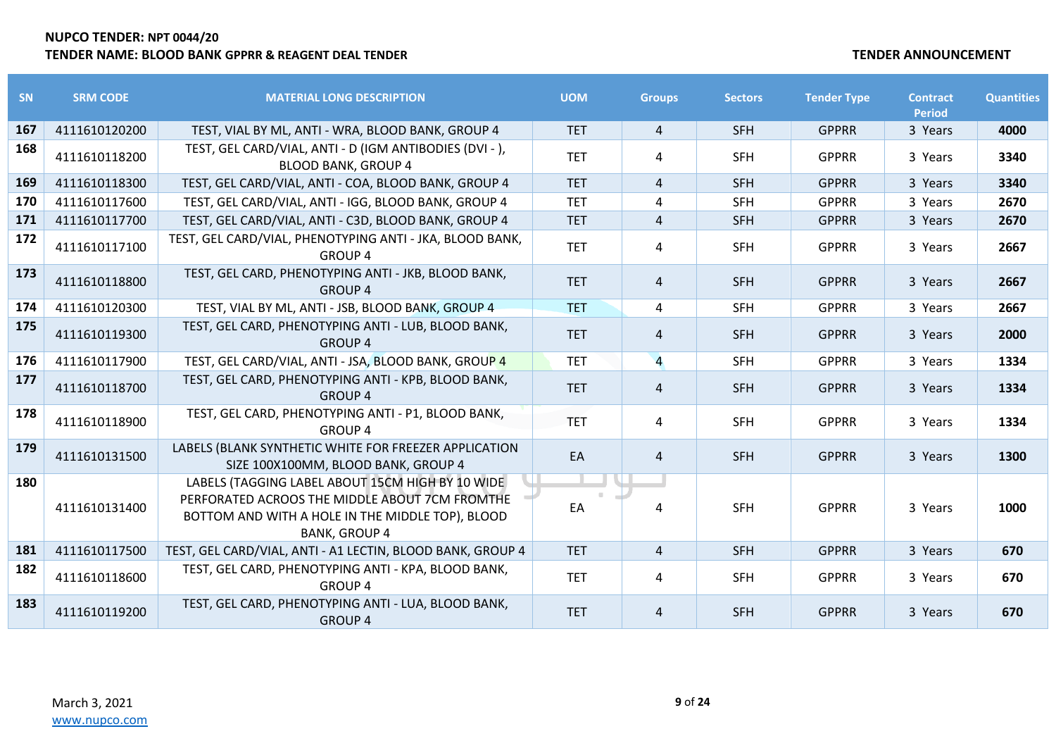**NUPCO TENDER: NPT 0044/20**
**TENDER NAME: BLOOD BANK GPPRR & REAGENT DEAL TENDER**

**TENDER ANNOUNCEMENT**

| SN | SRM CODE | MATERIAL LONG DESCRIPTION | UOM | Groups | Sectors | Tender Type | Contract Period | Quantities |
|---|---|---|---|---|---|---|---|---|
| 167 | 4111610120200 | TEST, VIAL BY ML, ANTI - WRA, BLOOD BANK, GROUP 4 | TET | 4 | SFH | GPPRR | 3 Years | 4000 |
| 168 | 4111610118200 | TEST, GEL CARD/VIAL, ANTI - D (IGM ANTIBODIES (DVI - ), BLOOD BANK, GROUP 4 | TET | 4 | SFH | GPPRR | 3 Years | 3340 |
| 169 | 4111610118300 | TEST, GEL CARD/VIAL, ANTI - COA, BLOOD BANK, GROUP 4 | TET | 4 | SFH | GPPRR | 3 Years | 3340 |
| 170 | 4111610117600 | TEST, GEL CARD/VIAL, ANTI - IGG, BLOOD BANK, GROUP 4 | TET | 4 | SFH | GPPRR | 3 Years | 2670 |
| 171 | 4111610117700 | TEST, GEL CARD/VIAL, ANTI - C3D, BLOOD BANK, GROUP 4 | TET | 4 | SFH | GPPRR | 3 Years | 2670 |
| 172 | 4111610117100 | TEST, GEL CARD/VIAL, PHENOTYPING ANTI - JKA, BLOOD BANK, GROUP 4 | TET | 4 | SFH | GPPRR | 3 Years | 2667 |
| 173 | 4111610118800 | TEST, GEL CARD, PHENOTYPING ANTI - JKB, BLOOD BANK, GROUP 4 | TET | 4 | SFH | GPPRR | 3 Years | 2667 |
| 174 | 4111610120300 | TEST, VIAL BY ML, ANTI - JSB, BLOOD BANK, GROUP 4 | TET | 4 | SFH | GPPRR | 3 Years | 2667 |
| 175 | 4111610119300 | TEST, GEL CARD, PHENOTYPING ANTI - LUB, BLOOD BANK, GROUP 4 | TET | 4 | SFH | GPPRR | 3 Years | 2000 |
| 176 | 4111610117900 | TEST, GEL CARD/VIAL, ANTI - JSA, BLOOD BANK, GROUP 4 | TET | 4 | SFH | GPPRR | 3 Years | 1334 |
| 177 | 4111610118700 | TEST, GEL CARD, PHENOTYPING ANTI - KPB, BLOOD BANK, GROUP 4 | TET | 4 | SFH | GPPRR | 3 Years | 1334 |
| 178 | 4111610118900 | TEST, GEL CARD, PHENOTYPING ANTI - P1, BLOOD BANK, GROUP 4 | TET | 4 | SFH | GPPRR | 3 Years | 1334 |
| 179 | 4111610131500 | LABELS (BLANK SYNTHETIC WHITE FOR FREEZER APPLICATION SIZE 100X100MM, BLOOD BANK, GROUP 4 | EA | 4 | SFH | GPPRR | 3 Years | 1300 |
| 180 | 4111610131400 | LABELS (TAGGING LABEL ABOUT 15CM HIGH BY 10 WIDE PERFORATED ACROOS THE MIDDLE ABOUT 7CM FROMTHE BOTTOM AND WITH A HOLE IN THE MIDDLE TOP), BLOOD BANK, GROUP 4 | EA | 4 | SFH | GPPRR | 3 Years | 1000 |
| 181 | 4111610117500 | TEST, GEL CARD/VIAL, ANTI - A1 LECTIN, BLOOD BANK, GROUP 4 | TET | 4 | SFH | GPPRR | 3 Years | 670 |
| 182 | 4111610118600 | TEST, GEL CARD, PHENOTYPING ANTI - KPA, BLOOD BANK, GROUP 4 | TET | 4 | SFH | GPPRR | 3 Years | 670 |
| 183 | 4111610119200 | TEST, GEL CARD, PHENOTYPING ANTI - LUA, BLOOD BANK, GROUP 4 | TET | 4 | SFH | GPPRR | 3 Years | 670 |

March 3, 2021
www.nupco.com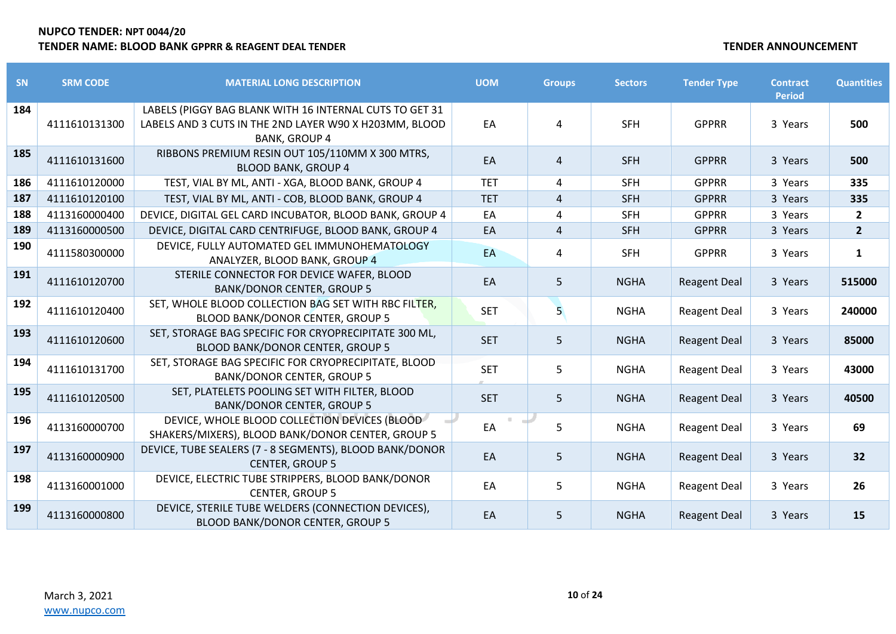**NUPCO TENDER: NPT 0044/20**

**TENDER NAME: BLOOD BANK GPPRR & REAGENT DEAL TENDER**

**TENDER ANNOUNCEMENT**

| SN | SRM CODE | MATERIAL LONG DESCRIPTION | UOM | Groups | Sectors | Tender Type | Contract Period | Quantities |
|---|---|---|---|---|---|---|---|---|
| 184 | 4111610131300 | LABELS (PIGGY BAG BLANK WITH 16 INTERNAL CUTS TO GET 31 LABELS AND 3 CUTS IN THE 2ND LAYER W90 X H203MM, BLOOD BANK, GROUP 4 | EA | 4 | SFH | GPPRR | 3 Years | **500** |
| 185 | 4111610131600 | RIBBONS PREMIUM RESIN OUT 105/110MM X 300 MTRS, BLOOD BANK, GROUP 4 | EA | 4 | SFH | GPPRR | 3 Years | **500** |
| 186 | 4111610120000 | TEST, VIAL BY ML, ANTI - XGA, BLOOD BANK, GROUP 4 | TET | 4 | SFH | GPPRR | 3 Years | **335** |
| 187 | 4111610120100 | TEST, VIAL BY ML, ANTI - COB, BLOOD BANK, GROUP 4 | TET | 4 | SFH | GPPRR | 3 Years | **335** |
| 188 | 4113160000400 | DEVICE, DIGITAL GEL CARD INCUBATOR, BLOOD BANK, GROUP 4 | EA | 4 | SFH | GPPRR | 3 Years | **2** |
| 189 | 4113160000500 | DEVICE, DIGITAL CARD CENTRIFUGE, BLOOD BANK, GROUP 4 | EA | 4 | SFH | GPPRR | 3 Years | **2** |
| 190 | 4111580300000 | DEVICE, FULLY AUTOMATED GEL IMMUNOHEMATOLOGY ANALYZER, BLOOD BANK, GROUP 4 | EA | 4 | SFH | GPPRR | 3 Years | **1** |
| 191 | 4111610120700 | STERILE CONNECTOR FOR DEVICE WAFER, BLOOD BANK/DONOR CENTER, GROUP 5 | EA | 5 | NGHA | Reagent Deal | 3 Years | **515000** |
| 192 | 4111610120400 | SET, WHOLE BLOOD COLLECTION BAG SET WITH RBC FILTER, BLOOD BANK/DONOR CENTER, GROUP 5 | SET | 5 | NGHA | Reagent Deal | 3 Years | **240000** |
| 193 | 4111610120600 | SET, STORAGE BAG SPECIFIC FOR CRYOPRECIPITATE 300 ML, BLOOD BANK/DONOR CENTER, GROUP 5 | SET | 5 | NGHA | Reagent Deal | 3 Years | **85000** |
| 194 | 4111610131700 | SET, STORAGE BAG SPECIFIC FOR CRYOPRECIPITATE, BLOOD BANK/DONOR CENTER, GROUP 5 | SET | 5 | NGHA | Reagent Deal | 3 Years | **43000** |
| 195 | 4111610120500 | SET, PLATELETS POOLING SET WITH FILTER, BLOOD BANK/DONOR CENTER, GROUP 5 | SET | 5 | NGHA | Reagent Deal | 3 Years | **40500** |
| 196 | 4113160000700 | DEVICE, WHOLE BLOOD COLLECTION DEVICES (BLOOD SHAKERS/MIXERS), BLOOD BANK/DONOR CENTER, GROUP 5 | EA | 5 | NGHA | Reagent Deal | 3 Years | **69** |
| 197 | 4113160000900 | DEVICE, TUBE SEALERS (7 - 8 SEGMENTS), BLOOD BANK/DONOR CENTER, GROUP 5 | EA | 5 | NGHA | Reagent Deal | 3 Years | **32** |
| 198 | 4113160001000 | DEVICE, ELECTRIC TUBE STRIPPERS, BLOOD BANK/DONOR CENTER, GROUP 5 | EA | 5 | NGHA | Reagent Deal | 3 Years | **26** |
| 199 | 4113160000800 | DEVICE, STERILE TUBE WELDERS (CONNECTION DEVICES), BLOOD BANK/DONOR CENTER, GROUP 5 | EA | 5 | NGHA | Reagent Deal | 3 Years | **15** |

March 3, 2021
www.nupco.com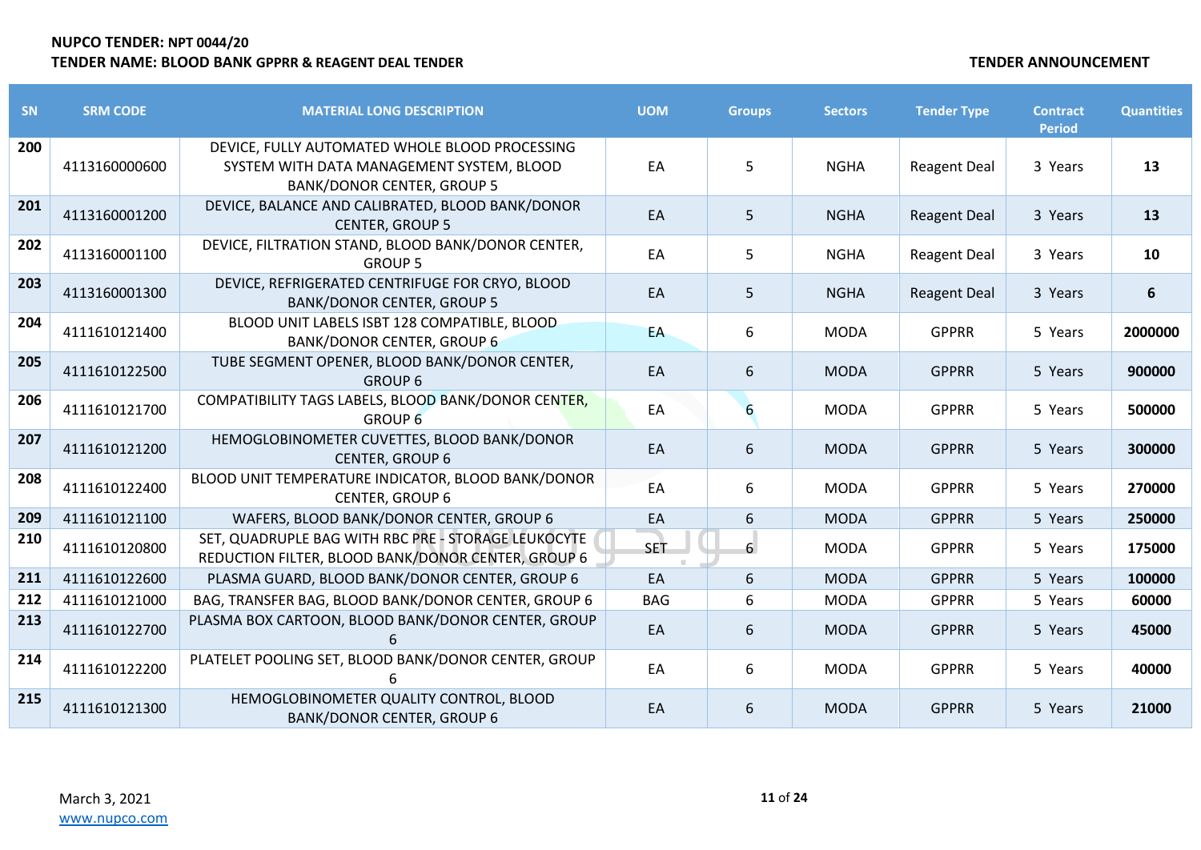| SN | SRM CODE | MATERIAL LONG DESCRIPTION | UOM | Groups | Sectors | Tender Type | Contract Period | Quantities |
|---|---|---|---|---|---|---|---|---|
| 200 | 4113160000600 | DEVICE, FULLY AUTOMATED WHOLE BLOOD PROCESSING SYSTEM WITH DATA MANAGEMENT SYSTEM, BLOOD BANK/DONOR CENTER, GROUP 5 | EA | 5 | NGHA | Reagent Deal | 3 Years | **13** |
| 201 | 4113160001200 | DEVICE, BALANCE AND CALIBRATED, BLOOD BANK/DONOR CENTER, GROUP 5 | EA | 5 | NGHA | Reagent Deal | 3 Years | **13** |
| 202 | 4113160001100 | DEVICE, FILTRATION STAND, BLOOD BANK/DONOR CENTER, GROUP 5 | EA | 5 | NGHA | Reagent Deal | 3 Years | **10** |
| 203 | 4113160001300 | DEVICE, REFRIGERATED CENTRIFUGE FOR CRYO, BLOOD BANK/DONOR CENTER, GROUP 5 | EA | 5 | NGHA | Reagent Deal | 3 Years | **6** |
| 204 | 4111610121400 | BLOOD UNIT LABELS ISBT 128 COMPATIBLE, BLOOD BANK/DONOR CENTER, GROUP 6 | EA | 6 | MODA | GPPRR | 5 Years | **2000000** |
| 205 | 4111610122500 | TUBE SEGMENT OPENER, BLOOD BANK/DONOR CENTER, GROUP 6 | EA | 6 | MODA | GPPRR | 5 Years | **900000** |
| 206 | 4111610121700 | COMPATIBILITY TAGS LABELS, BLOOD BANK/DONOR CENTER, GROUP 6 | EA | 6 | MODA | GPPRR | 5 Years | **500000** |
| 207 | 4111610121200 | HEMOGLOBINOMETER CUVETTES, BLOOD BANK/DONOR CENTER, GROUP 6 | EA | 6 | MODA | GPPRR | 5 Years | **300000** |
| 208 | 4111610122400 | BLOOD UNIT TEMPERATURE INDICATOR, BLOOD BANK/DONOR CENTER, GROUP 6 | EA | 6 | MODA | GPPRR | 5 Years | **270000** |
| 209 | 4111610121100 | WAFERS, BLOOD BANK/DONOR CENTER, GROUP 6 | EA | 6 | MODA | GPPRR | 5 Years | **250000** |
| 210 | 4111610120800 | SET, QUADRUPLE BAG WITH RBC PRE - STORAGE LEUKOCYTE REDUCTION FILTER, BLOOD BANK/DONOR CENTER, GROUP 6 | SET | 6 | MODA | GPPRR | 5 Years | **175000** |
| 211 | 4111610122600 | PLASMA GUARD, BLOOD BANK/DONOR CENTER, GROUP 6 | EA | 6 | MODA | GPPRR | 5 Years | **100000** |
| 212 | 4111610121000 | BAG, TRANSFER BAG, BLOOD BANK/DONOR CENTER, GROUP 6 | BAG | 6 | MODA | GPPRR | 5 Years | **60000** |
| 213 | 4111610122700 | PLASMA BOX CARTOON, BLOOD BANK/DONOR CENTER, GROUP 6 | EA | 6 | MODA | GPPRR | 5 Years | **45000** |
| 214 | 4111610122200 | PLATELET POOLING SET, BLOOD BANK/DONOR CENTER, GROUP 6 | EA | 6 | MODA | GPPRR | 5 Years | **40000** |
| 215 | 4111610121300 | HEMOGLOBINOMETER QUALITY CONTROL, BLOOD BANK/DONOR CENTER, GROUP 6 | EA | 6 | MODA | GPPRR | 5 Years | **21000** |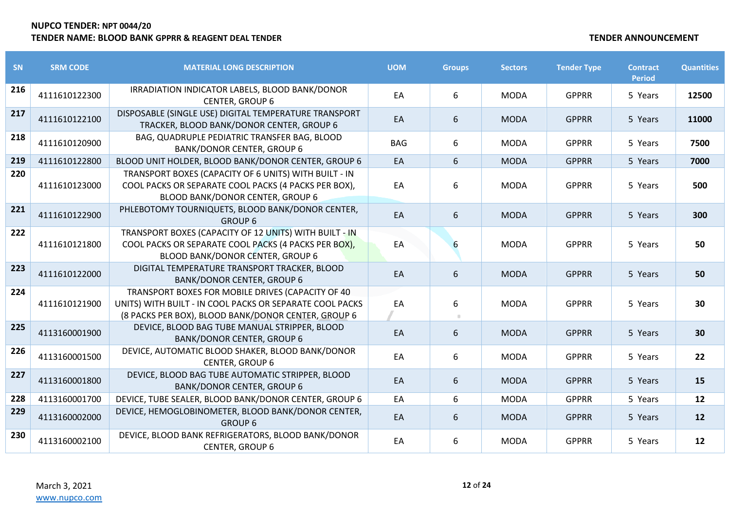**NUPCO TENDER: NPT 0044/20**
**TENDER NAME: BLOOD BANK GPPRR & REAGENT DEAL TENDER**

**TENDER ANNOUNCEMENT**

| SN | SRM CODE | MATERIAL LONG DESCRIPTION | UOM | Groups | Sectors | Tender Type | Contract Period | Quantities |
|---|---|---|---|---|---|---|---|---|
| **216** | 4111610122300 | IRRADIATION INDICATOR LABELS, BLOOD BANK/DONOR CENTER, GROUP 6 | EA | 6 | MODA | GPPRR | 5 Years | **12500** |
| **217** | 4111610122100 | DISPOSABLE (SINGLE USE) DIGITAL TEMPERATURE TRANSPORT TRACKER, BLOOD BANK/DONOR CENTER, GROUP 6 | EA | 6 | MODA | GPPRR | 5 Years | **11000** |
| **218** | 4111610120900 | BAG, QUADRUPLE PEDIATRIC TRANSFER BAG, BLOOD BANK/DONOR CENTER, GROUP 6 | BAG | 6 | MODA | GPPRR | 5 Years | **7500** |
| **219** | 4111610122800 | BLOOD UNIT HOLDER, BLOOD BANK/DONOR CENTER, GROUP 6 | EA | 6 | MODA | GPPRR | 5 Years | **7000** |
| **220** | 4111610123000 | TRANSPORT BOXES (CAPACITY OF 6 UNITS) WITH BUILT - IN COOL PACKS OR SEPARATE COOL PACKS (4 PACKS PER BOX), BLOOD BANK/DONOR CENTER, GROUP 6 | EA | 6 | MODA | GPPRR | 5 Years | **500** |
| **221** | 4111610122900 | PHLEBOTOMY TOURNIQUETS, BLOOD BANK/DONOR CENTER, GROUP 6 | EA | 6 | MODA | GPPRR | 5 Years | **300** |
| **222** | 4111610121800 | TRANSPORT BOXES (CAPACITY OF 12 UNITS) WITH BUILT - IN COOL PACKS OR SEPARATE COOL PACKS (4 PACKS PER BOX), BLOOD BANK/DONOR CENTER, GROUP 6 | EA | 6 | MODA | GPPRR | 5 Years | **50** |
| **223** | 4111610122000 | DIGITAL TEMPERATURE TRANSPORT TRACKER, BLOOD BANK/DONOR CENTER, GROUP 6 | EA | 6 | MODA | GPPRR | 5 Years | **50** |
| **224** | 4111610121900 | TRANSPORT BOXES FOR MOBILE DRIVES (CAPACITY OF 40 UNITS) WITH BUILT - IN COOL PACKS OR SEPARATE COOL PACKS (8 PACKS PER BOX), BLOOD BANK/DONOR CENTER, GROUP 6 | EA | 6 | MODA | GPPRR | 5 Years | **30** |
| **225** | 4113160001900 | DEVICE, BLOOD BAG TUBE MANUAL STRIPPER, BLOOD BANK/DONOR CENTER, GROUP 6 | EA | 6 | MODA | GPPRR | 5 Years | **30** |
| **226** | 4113160001500 | DEVICE, AUTOMATIC BLOOD SHAKER, BLOOD BANK/DONOR CENTER, GROUP 6 | EA | 6 | MODA | GPPRR | 5 Years | **22** |
| **227** | 4113160001800 | DEVICE, BLOOD BAG TUBE AUTOMATIC STRIPPER, BLOOD BANK/DONOR CENTER, GROUP 6 | EA | 6 | MODA | GPPRR | 5 Years | **15** |
| **228** | 4113160001700 | DEVICE, TUBE SEALER, BLOOD BANK/DONOR CENTER, GROUP 6 | EA | 6 | MODA | GPPRR | 5 Years | **12** |
| **229** | 4113160002000 | DEVICE, HEMOGLOBINOMETER, BLOOD BANK/DONOR CENTER, GROUP 6 | EA | 6 | MODA | GPPRR | 5 Years | **12** |
| **230** | 4113160002100 | DEVICE, BLOOD BANK REFRIGERATORS, BLOOD BANK/DONOR CENTER, GROUP 6 | EA | 6 | MODA | GPPRR | 5 Years | **12** |

March 3, 2021
www.nupco.com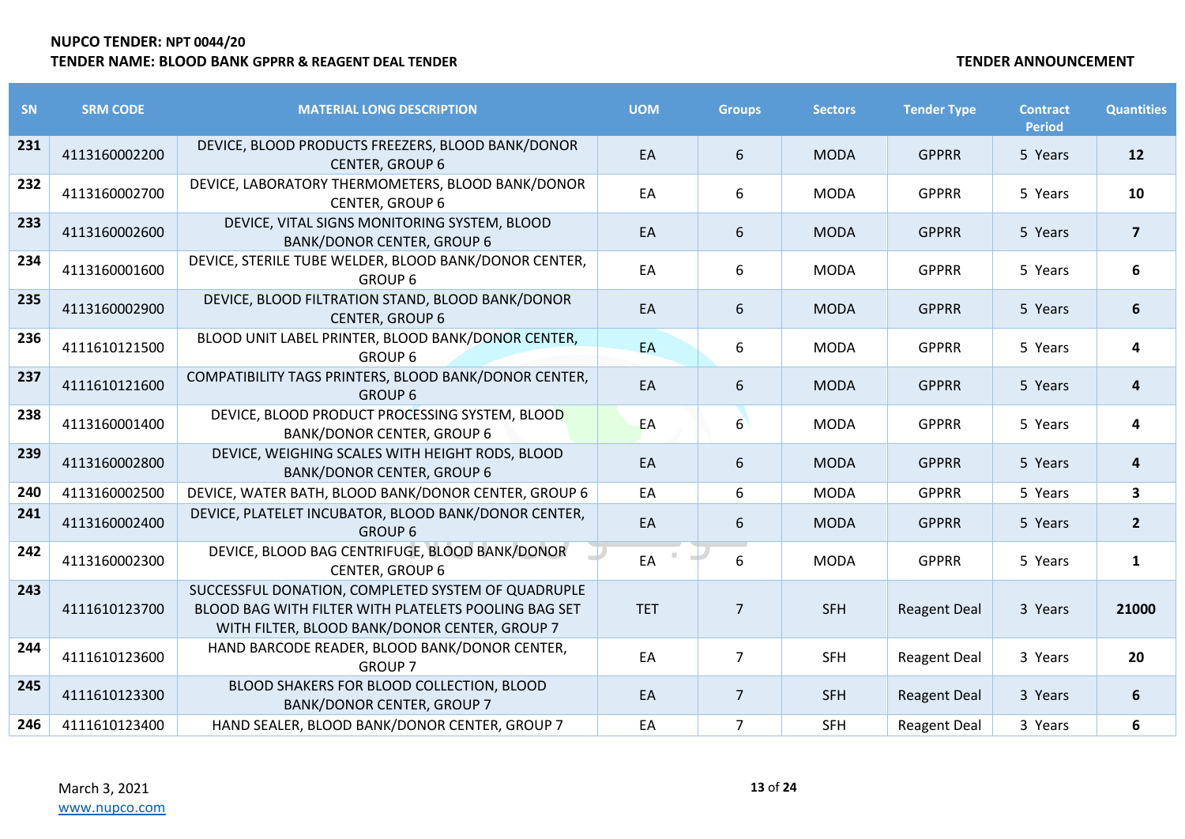**NUPCO TENDER: NPT 0044/20**
**TENDER NAME: BLOOD BANK GPPRR & REAGENT DEAL TENDER**

**TENDER ANNOUNCEMENT**

| SN | SRM CODE | MATERIAL LONG DESCRIPTION | UOM | Groups | Sectors | Tender Type | Contract Period | Quantities |
|---|---|---|---|---|---|---|---|---|
| 231 | 4113160002200 | DEVICE, BLOOD PRODUCTS FREEZERS, BLOOD BANK/DONOR CENTER, GROUP 6 | EA | 6 | MODA | GPPRR | 5 Years | **12** |
| 232 | 4113160002700 | DEVICE, LABORATORY THERMOMETERS, BLOOD BANK/DONOR CENTER, GROUP 6 | EA | 6 | MODA | GPPRR | 5 Years | **10** |
| 233 | 4113160002600 | DEVICE, VITAL SIGNS MONITORING SYSTEM, BLOOD BANK/DONOR CENTER, GROUP 6 | EA | 6 | MODA | GPPRR | 5 Years | **7** |
| 234 | 4113160001600 | DEVICE, STERILE TUBE WELDER, BLOOD BANK/DONOR CENTER, GROUP 6 | EA | 6 | MODA | GPPRR | 5 Years | **6** |
| 235 | 4113160002900 | DEVICE, BLOOD FILTRATION STAND, BLOOD BANK/DONOR CENTER, GROUP 6 | EA | 6 | MODA | GPPRR | 5 Years | **6** |
| 236 | 4111610121500 | BLOOD UNIT LABEL PRINTER, BLOOD BANK/DONOR CENTER, GROUP 6 | EA | 6 | MODA | GPPRR | 5 Years | **4** |
| 237 | 4111610121600 | COMPATIBILITY TAGS PRINTERS, BLOOD BANK/DONOR CENTER, GROUP 6 | EA | 6 | MODA | GPPRR | 5 Years | **4** |
| 238 | 4113160001400 | DEVICE, BLOOD PRODUCT PROCESSING SYSTEM, BLOOD BANK/DONOR CENTER, GROUP 6 | EA | 6 | MODA | GPPRR | 5 Years | **4** |
| 239 | 4113160002800 | DEVICE, WEIGHING SCALES WITH HEIGHT RODS, BLOOD BANK/DONOR CENTER, GROUP 6 | EA | 6 | MODA | GPPRR | 5 Years | **4** |
| 240 | 4113160002500 | DEVICE, WATER BATH, BLOOD BANK/DONOR CENTER, GROUP 6 | EA | 6 | MODA | GPPRR | 5 Years | **3** |
| 241 | 4113160002400 | DEVICE, PLATELET INCUBATOR, BLOOD BANK/DONOR CENTER, GROUP 6 | EA | 6 | MODA | GPPRR | 5 Years | **2** |
| 242 | 4113160002300 | DEVICE, BLOOD BAG CENTRIFUGE, BLOOD BANK/DONOR CENTER, GROUP 6 | EA | 6 | MODA | GPPRR | 5 Years | **1** |
| 243 | 4111610123700 | SUCCESSFUL DONATION, COMPLETED SYSTEM OF QUADRUPLE BLOOD BAG WITH FILTER WITH PLATELETS POOLING BAG SET WITH FILTER, BLOOD BANK/DONOR CENTER, GROUP 7 | TET | 7 | SFH | Reagent Deal | 3 Years | **21000** |
| 244 | 4111610123600 | HAND BARCODE READER, BLOOD BANK/DONOR CENTER, GROUP 7 | EA | 7 | SFH | Reagent Deal | 3 Years | **20** |
| 245 | 4111610123300 | BLOOD SHAKERS FOR BLOOD COLLECTION, BLOOD BANK/DONOR CENTER, GROUP 7 | EA | 7 | SFH | Reagent Deal | 3 Years | **6** |
| 246 | 4111610123400 | HAND SEALER, BLOOD BANK/DONOR CENTER, GROUP 7 | EA | 7 | SFH | Reagent Deal | 3 Years | **6** |

March 3, 2021
www.nupco.com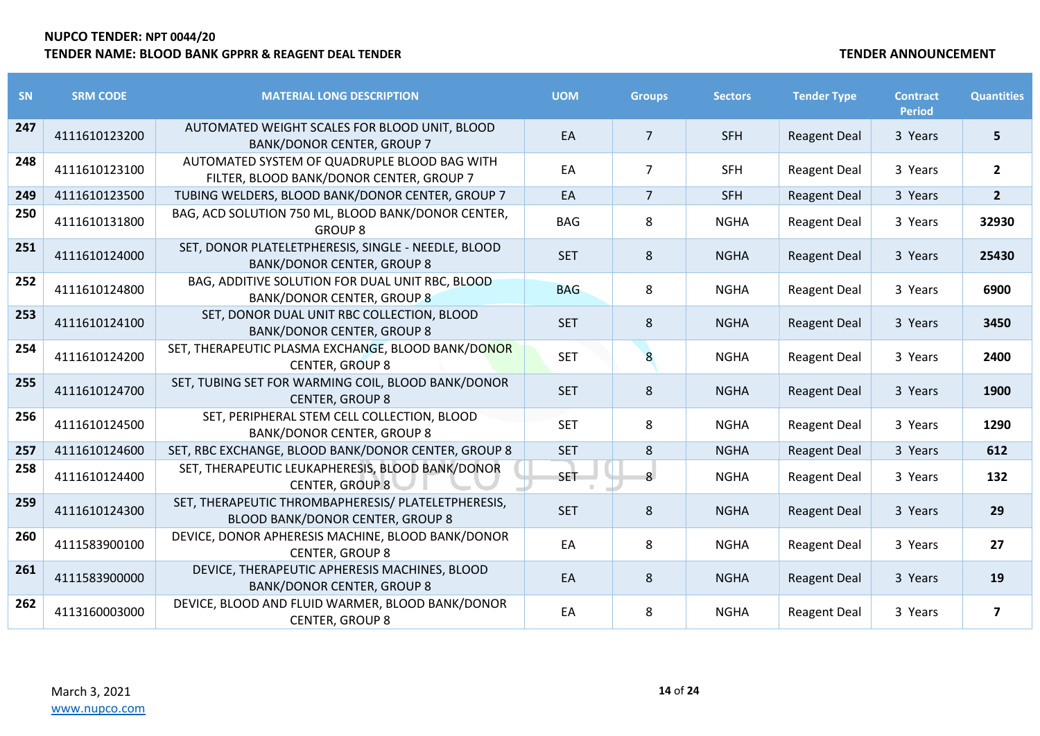**NUPCO TENDER: NPT 0044/20**
**TENDER NAME: BLOOD BANK GPPRR & REAGENT DEAL TENDER**

**TENDER ANNOUNCEMENT**

| SN | SRM CODE | MATERIAL LONG DESCRIPTION | UOM | Groups | Sectors | Tender Type | Contract Period | Quantities |
|---|---|---|---|---|---|---|---|---|
| 247 | 4111610123200 | AUTOMATED WEIGHT SCALES FOR BLOOD UNIT, BLOOD BANK/DONOR CENTER, GROUP 7 | EA | 7 | SFH | Reagent Deal | 3 Years | 5 |
| 248 | 4111610123100 | AUTOMATED SYSTEM OF QUADRUPLE BLOOD BAG WITH FILTER, BLOOD BANK/DONOR CENTER, GROUP 7 | EA | 7 | SFH | Reagent Deal | 3 Years | 2 |
| 249 | 4111610123500 | TUBING WELDERS, BLOOD BANK/DONOR CENTER, GROUP 7 | EA | 7 | SFH | Reagent Deal | 3 Years | 2 |
| 250 | 4111610131800 | BAG, ACD SOLUTION 750 ML, BLOOD BANK/DONOR CENTER, GROUP 8 | BAG | 8 | NGHA | Reagent Deal | 3 Years | 32930 |
| 251 | 4111610124000 | SET, DONOR PLATELETPHERESIS, SINGLE - NEEDLE, BLOOD BANK/DONOR CENTER, GROUP 8 | SET | 8 | NGHA | Reagent Deal | 3 Years | 25430 |
| 252 | 4111610124800 | BAG, ADDITIVE SOLUTION FOR DUAL UNIT RBC, BLOOD BANK/DONOR CENTER, GROUP 8 | BAG | 8 | NGHA | Reagent Deal | 3 Years | 6900 |
| 253 | 4111610124100 | SET, DONOR DUAL UNIT RBC COLLECTION, BLOOD BANK/DONOR CENTER, GROUP 8 | SET | 8 | NGHA | Reagent Deal | 3 Years | 3450 |
| 254 | 4111610124200 | SET, THERAPEUTIC PLASMA EXCHANGE, BLOOD BANK/DONOR CENTER, GROUP 8 | SET | 8 | NGHA | Reagent Deal | 3 Years | 2400 |
| 255 | 4111610124700 | SET, TUBING SET FOR WARMING COIL, BLOOD BANK/DONOR CENTER, GROUP 8 | SET | 8 | NGHA | Reagent Deal | 3 Years | 1900 |
| 256 | 4111610124500 | SET, PERIPHERAL STEM CELL COLLECTION, BLOOD BANK/DONOR CENTER, GROUP 8 | SET | 8 | NGHA | Reagent Deal | 3 Years | 1290 |
| 257 | 4111610124600 | SET, RBC EXCHANGE, BLOOD BANK/DONOR CENTER, GROUP 8 | SET | 8 | NGHA | Reagent Deal | 3 Years | 612 |
| 258 | 4111610124400 | SET, THERAPEUTIC LEUKAPHERESIS, BLOOD BANK/DONOR CENTER, GROUP 8 | SET | 8 | NGHA | Reagent Deal | 3 Years | 132 |
| 259 | 4111610124300 | SET, THERAPEUTIC THROMBAPHERESIS/ PLATELETPHERESIS, BLOOD BANK/DONOR CENTER, GROUP 8 | SET | 8 | NGHA | Reagent Deal | 3 Years | 29 |
| 260 | 4111583900100 | DEVICE, DONOR APHERESIS MACHINE, BLOOD BANK/DONOR CENTER, GROUP 8 | EA | 8 | NGHA | Reagent Deal | 3 Years | 27 |
| 261 | 4111583900000 | DEVICE, THERAPEUTIC APHERESIS MACHINES, BLOOD BANK/DONOR CENTER, GROUP 8 | EA | 8 | NGHA | Reagent Deal | 3 Years | 19 |
| 262 | 4113160003000 | DEVICE, BLOOD AND FLUID WARMER, BLOOD BANK/DONOR CENTER, GROUP 8 | EA | 8 | NGHA | Reagent Deal | 3 Years | 7 |

March 3, 2021
www.nupco.com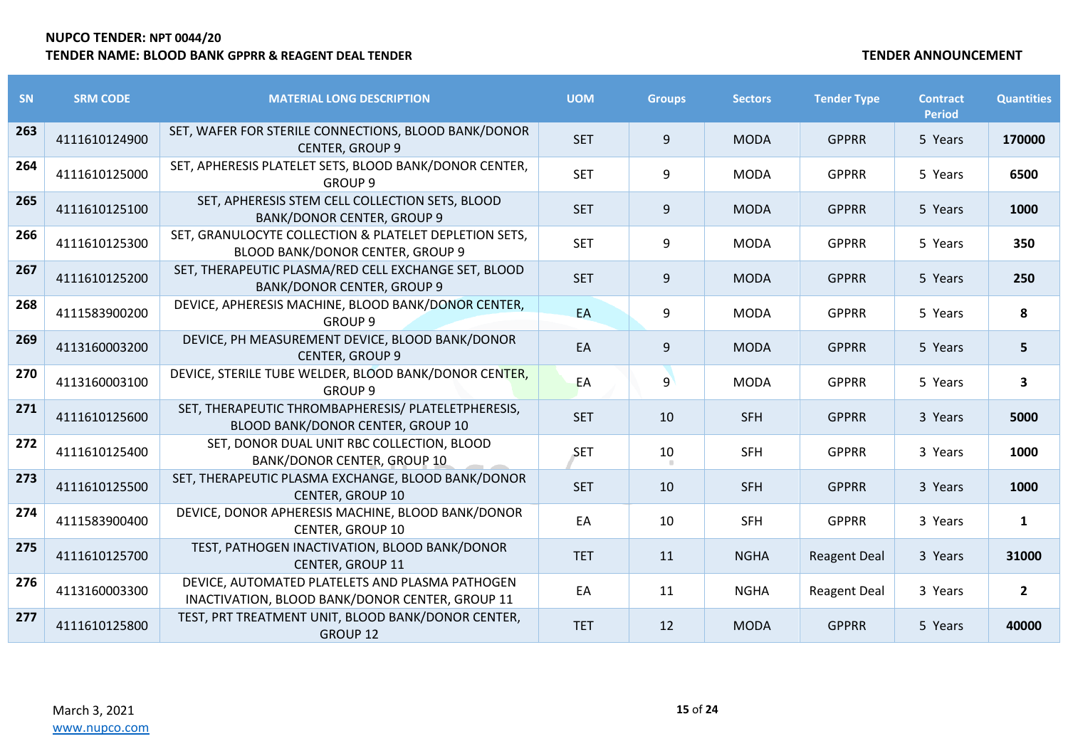**NUPCO TENDER: NPT 0044/20**

**TENDER NAME: BLOOD BANK GPPRR & REAGENT DEAL TENDER**

**TENDER ANNOUNCEMENT**

| SN | SRM CODE | MATERIAL LONG DESCRIPTION | UOM | Groups | Sectors | Tender Type | Contract Period | Quantities |
|---|---|---|---|---|---|---|---|---|
| 263 | 4111610124900 | SET, WAFER FOR STERILE CONNECTIONS, BLOOD BANK/DONOR CENTER, GROUP 9 | SET | 9 | MODA | GPPRR | 5 Years | 170000 |
| 264 | 4111610125000 | SET, APHERESIS PLATELET SETS, BLOOD BANK/DONOR CENTER, GROUP 9 | SET | 9 | MODA | GPPRR | 5 Years | 6500 |
| 265 | 4111610125100 | SET, APHERESIS STEM CELL COLLECTION SETS, BLOOD BANK/DONOR CENTER, GROUP 9 | SET | 9 | MODA | GPPRR | 5 Years | 1000 |
| 266 | 4111610125300 | SET, GRANULOCYTE COLLECTION & PLATELET DEPLETION SETS, BLOOD BANK/DONOR CENTER, GROUP 9 | SET | 9 | MODA | GPPRR | 5 Years | 350 |
| 267 | 4111610125200 | SET, THERAPEUTIC PLASMA/RED CELL EXCHANGE SET, BLOOD BANK/DONOR CENTER, GROUP 9 | SET | 9 | MODA | GPPRR | 5 Years | 250 |
| 268 | 4111583900200 | DEVICE, APHERESIS MACHINE, BLOOD BANK/DONOR CENTER, GROUP 9 | EA | 9 | MODA | GPPRR | 5 Years | 8 |
| 269 | 4113160003200 | DEVICE, PH MEASUREMENT DEVICE, BLOOD BANK/DONOR CENTER, GROUP 9 | EA | 9 | MODA | GPPRR | 5 Years | 5 |
| 270 | 4113160003100 | DEVICE, STERILE TUBE WELDER, BLOOD BANK/DONOR CENTER, GROUP 9 | EA | 9 | MODA | GPPRR | 5 Years | 3 |
| 271 | 4111610125600 | SET, THERAPEUTIC THROMBAPHERESIS/ PLATELETPHERESIS, BLOOD BANK/DONOR CENTER, GROUP 10 | SET | 10 | SFH | GPPRR | 3 Years | 5000 |
| 272 | 4111610125400 | SET, DONOR DUAL UNIT RBC COLLECTION, BLOOD BANK/DONOR CENTER, GROUP 10 | SET | 10 | SFH | GPPRR | 3 Years | 1000 |
| 273 | 4111610125500 | SET, THERAPEUTIC PLASMA EXCHANGE, BLOOD BANK/DONOR CENTER, GROUP 10 | SET | 10 | SFH | GPPRR | 3 Years | 1000 |
| 274 | 4111583900400 | DEVICE, DONOR APHERESIS MACHINE, BLOOD BANK/DONOR CENTER, GROUP 10 | EA | 10 | SFH | GPPRR | 3 Years | 1 |
| 275 | 4111610125700 | TEST, PATHOGEN INACTIVATION, BLOOD BANK/DONOR CENTER, GROUP 11 | TET | 11 | NGHA | Reagent Deal | 3 Years | 31000 |
| 276 | 4113160003300 | DEVICE, AUTOMATED PLATELETS AND PLASMA PATHOGEN INACTIVATION, BLOOD BANK/DONOR CENTER, GROUP 11 | EA | 11 | NGHA | Reagent Deal | 3 Years | 2 |
| 277 | 4111610125800 | TEST, PRT TREATMENT UNIT, BLOOD BANK/DONOR CENTER, GROUP 12 | TET | 12 | MODA | GPPRR | 5 Years | 40000 |

March 3, 2021

www.nupco.com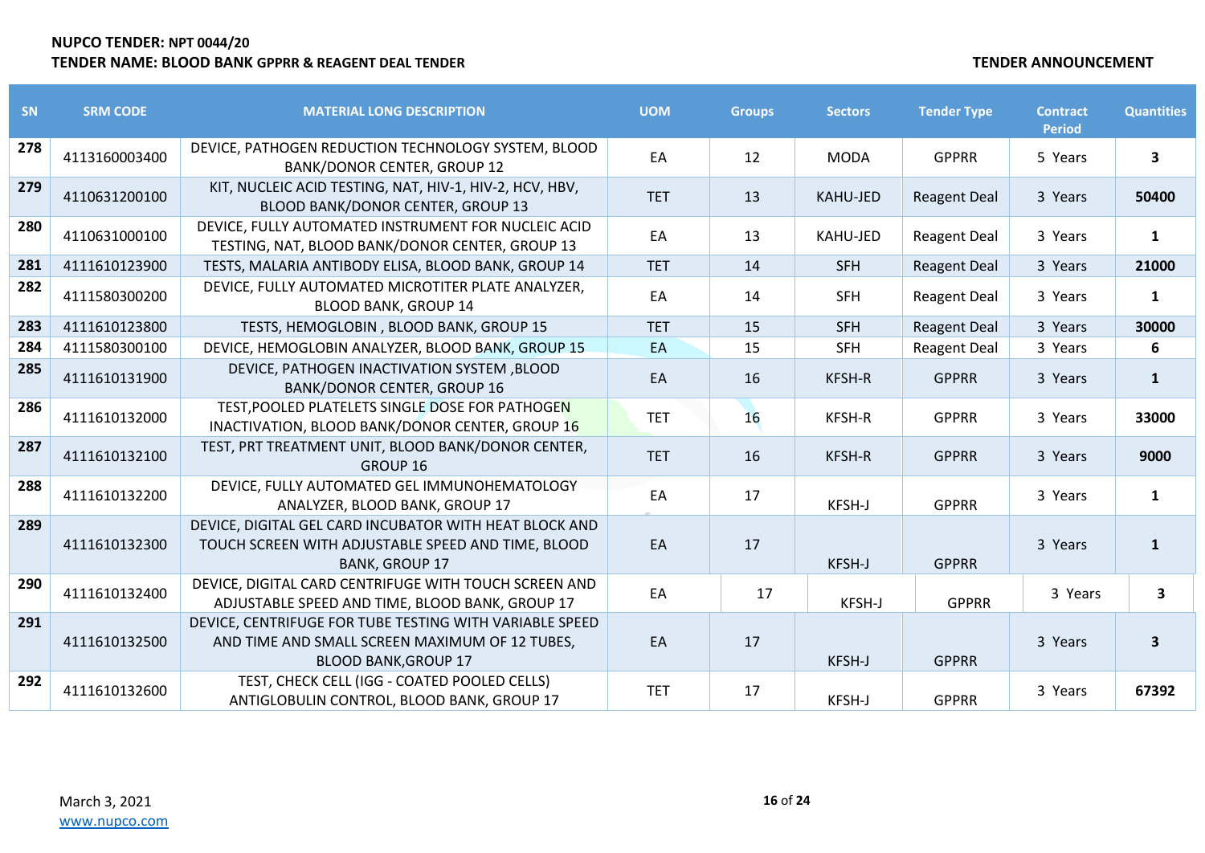**NUPCO TENDER: NPT 0044/20**
**TENDER NAME: BLOOD BANK GPPRR & REAGENT DEAL TENDER**

**TENDER ANNOUNCEMENT**

| SN | SRM CODE | MATERIAL LONG DESCRIPTION | UOM | Groups | Sectors | Tender Type | Contract Period | Quantities |
|---|---|---|---|---|---|---|---|---|
| 278 | 4113160003400 | DEVICE, PATHOGEN REDUCTION TECHNOLOGY SYSTEM, BLOOD BANK/DONOR CENTER, GROUP 12 | EA | 12 | MODA | GPPRR | 5 Years | 3 |
| 279 | 4110631200100 | KIT, NUCLEIC ACID TESTING, NAT, HIV-1, HIV-2, HCV, HBV, BLOOD BANK/DONOR CENTER, GROUP 13 | TET | 13 | KAHU-JED | Reagent Deal | 3 Years | 50400 |
| 280 | 4110631000100 | DEVICE, FULLY AUTOMATED INSTRUMENT FOR NUCLEIC ACID TESTING, NAT, BLOOD BANK/DONOR CENTER, GROUP 13 | EA | 13 | KAHU-JED | Reagent Deal | 3 Years | 1 |
| 281 | 4111610123900 | TESTS, MALARIA ANTIBODY ELISA, BLOOD BANK, GROUP 14 | TET | 14 | SFH | Reagent Deal | 3 Years | 21000 |
| 282 | 4111580300200 | DEVICE, FULLY AUTOMATED MICROTITER PLATE ANALYZER, BLOOD BANK, GROUP 14 | EA | 14 | SFH | Reagent Deal | 3 Years | 1 |
| 283 | 4111610123800 | TESTS, HEMOGLOBIN , BLOOD BANK, GROUP 15 | TET | 15 | SFH | Reagent Deal | 3 Years | 30000 |
| 284 | 4111580300100 | DEVICE, HEMOGLOBIN ANALYZER, BLOOD BANK, GROUP 15 | EA | 15 | SFH | Reagent Deal | 3 Years | 6 |
| 285 | 4111610131900 | DEVICE, PATHOGEN INACTIVATION SYSTEM ,BLOOD BANK/DONOR CENTER, GROUP 16 | EA | 16 | KFSH-R | GPPRR | 3 Years | 1 |
| 286 | 4111610132000 | TEST,POOLED PLATELETS SINGLE DOSE FOR PATHOGEN INACTIVATION, BLOOD BANK/DONOR CENTER, GROUP 16 | TET | 16 | KFSH-R | GPPRR | 3 Years | 33000 |
| 287 | 4111610132100 | TEST, PRT TREATMENT UNIT, BLOOD BANK/DONOR CENTER, GROUP 16 | TET | 16 | KFSH-R | GPPRR | 3 Years | 9000 |
| 288 | 4111610132200 | DEVICE, FULLY AUTOMATED GEL IMMUNOHEMATOLOGY ANALYZER, BLOOD BANK, GROUP 17 | EA | 17 | KFSH-J | GPPRR | 3 Years | 1 |
| 289 | 4111610132300 | DEVICE, DIGITAL GEL CARD INCUBATOR WITH HEAT BLOCK AND TOUCH SCREEN WITH ADJUSTABLE SPEED AND TIME, BLOOD BANK, GROUP 17 | EA | 17 | KFSH-J | GPPRR | 3 Years | 1 |
| 290 | 4111610132400 | DEVICE, DIGITAL CARD CENTRIFUGE WITH TOUCH SCREEN AND ADJUSTABLE SPEED AND TIME, BLOOD BANK, GROUP 17 | EA | 17 | KFSH-J | GPPRR | 3 Years | 3 |
| 291 | 4111610132500 | DEVICE, CENTRIFUGE FOR TUBE TESTING WITH VARIABLE SPEED AND TIME AND SMALL SCREEN MAXIMUM OF 12 TUBES, BLOOD BANK,GROUP 17 | EA | 17 | KFSH-J | GPPRR | 3 Years | 3 |
| 292 | 4111610132600 | TEST, CHECK CELL (IGG - COATED POOLED CELLS) ANTIGLOBULIN CONTROL, BLOOD BANK, GROUP 17 | TET | 17 | KFSH-J | GPPRR | 3 Years | 67392 |

March 3, 2021
www.nupco.com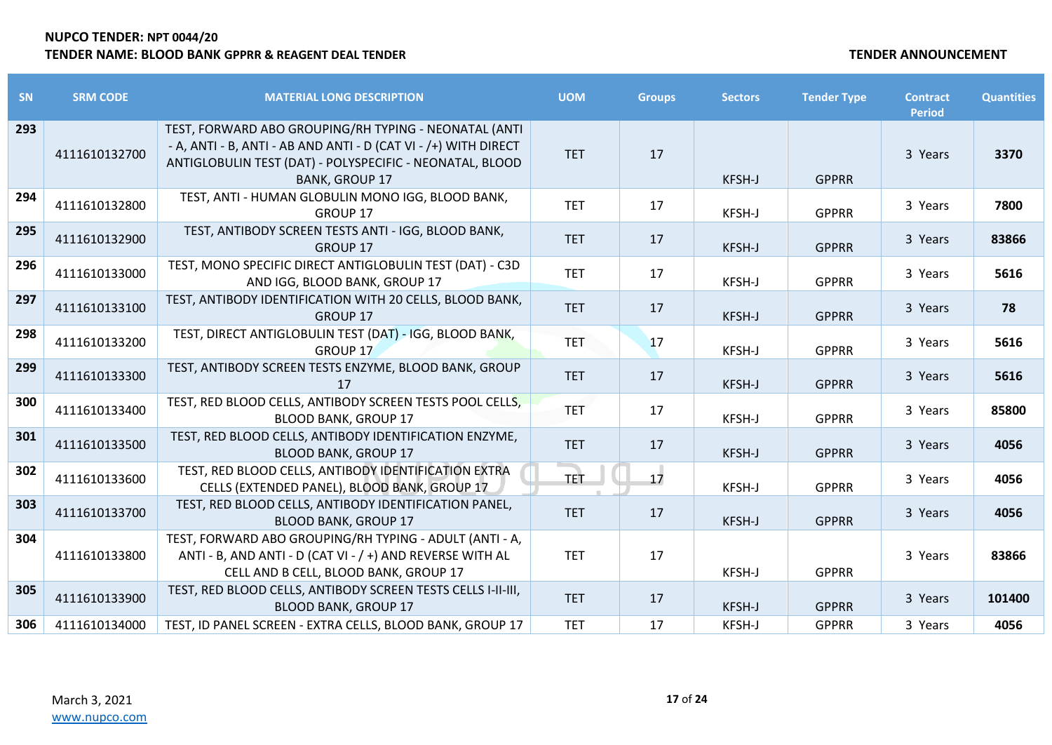**NUPCO TENDER: NPT 0044/20**
**TENDER NAME: BLOOD BANK GPPRR & REAGENT DEAL TENDER**

**TENDER ANNOUNCEMENT**

| SN | SRM CODE | MATERIAL LONG DESCRIPTION | UOM | Groups | Sectors | Tender Type | Contract Period | Quantities |
|---|---|---|---|---|---|---|---|---|
| 293 | 4111610132700 | TEST, FORWARD ABO GROUPING/RH TYPING - NEONATAL (ANTI - A, ANTI - B, ANTI - AB AND ANTI - D (CAT VI - /+) WITH DIRECT ANTIGLOBULIN TEST (DAT) - POLYSPECIFIC - NEONATAL, BLOOD BANK, GROUP 17 | TET | 17 | KFSH-J | GPPRR | 3 Years | 3370 |
| 294 | 4111610132800 | TEST, ANTI - HUMAN GLOBULIN MONO IGG, BLOOD BANK, GROUP 17 | TET | 17 | KFSH-J | GPPRR | 3 Years | 7800 |
| 295 | 4111610132900 | TEST, ANTIBODY SCREEN TESTS ANTI - IGG, BLOOD BANK, GROUP 17 | TET | 17 | KFSH-J | GPPRR | 3 Years | 83866 |
| 296 | 4111610133000 | TEST, MONO SPECIFIC DIRECT ANTIGLOBULIN TEST (DAT) - C3D AND IGG, BLOOD BANK, GROUP 17 | TET | 17 | KFSH-J | GPPRR | 3 Years | 5616 |
| 297 | 4111610133100 | TEST, ANTIBODY IDENTIFICATION WITH 20 CELLS, BLOOD BANK, GROUP 17 | TET | 17 | KFSH-J | GPPRR | 3 Years | 78 |
| 298 | 4111610133200 | TEST, DIRECT ANTIGLOBULIN TEST (DAT) - IGG, BLOOD BANK, GROUP 17 | TET | 17 | KFSH-J | GPPRR | 3 Years | 5616 |
| 299 | 4111610133300 | TEST, ANTIBODY SCREEN TESTS ENZYME, BLOOD BANK, GROUP 17 | TET | 17 | KFSH-J | GPPRR | 3 Years | 5616 |
| 300 | 4111610133400 | TEST, RED BLOOD CELLS, ANTIBODY SCREEN TESTS POOL CELLS, BLOOD BANK, GROUP 17 | TET | 17 | KFSH-J | GPPRR | 3 Years | 85800 |
| 301 | 4111610133500 | TEST, RED BLOOD CELLS, ANTIBODY IDENTIFICATION ENZYME, BLOOD BANK, GROUP 17 | TET | 17 | KFSH-J | GPPRR | 3 Years | 4056 |
| 302 | 4111610133600 | TEST, RED BLOOD CELLS, ANTIBODY IDENTIFICATION EXTRA CELLS (EXTENDED PANEL), BLOOD BANK, GROUP 17 | TET | 17 | KFSH-J | GPPRR | 3 Years | 4056 |
| 303 | 4111610133700 | TEST, RED BLOOD CELLS, ANTIBODY IDENTIFICATION PANEL, BLOOD BANK, GROUP 17 | TET | 17 | KFSH-J | GPPRR | 3 Years | 4056 |
| 304 | 4111610133800 | TEST, FORWARD ABO GROUPING/RH TYPING - ADULT (ANTI - A, ANTI - B, AND ANTI - D (CAT VI - / +) AND REVERSE WITH AL CELL AND B CELL, BLOOD BANK, GROUP 17 | TET | 17 | KFSH-J | GPPRR | 3 Years | 83866 |
| 305 | 4111610133900 | TEST, RED BLOOD CELLS, ANTIBODY SCREEN TESTS CELLS I-II-III, BLOOD BANK, GROUP 17 | TET | 17 | KFSH-J | GPPRR | 3 Years | 101400 |
| 306 | 4111610134000 | TEST, ID PANEL SCREEN - EXTRA CELLS, BLOOD BANK, GROUP 17 | TET | 17 | KFSH-J | GPPRR | 3 Years | 4056 |

March 3, 2021
www.nupco.com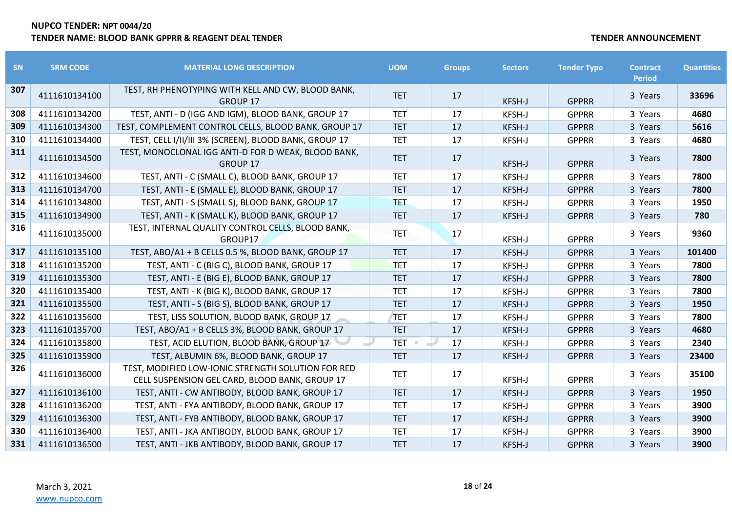**NUPCO TENDER: NPT 0044/20**
**TENDER NAME: BLOOD BANK GPPRR & REAGENT DEAL TENDER**

**TENDER ANNOUNCEMENT**

| SN | SRM CODE | MATERIAL LONG DESCRIPTION | UOM | Groups | Sectors | Tender Type | Contract Period | Quantities |
|---|---|---|---|---|---|---|---|---|
| 307 | 4111610134100 | TEST, RH PHENOTYPING WITH KELL AND CW, BLOOD BANK, GROUP 17 | TET | 17 | KFSH-J | GPPRR | 3 Years | 33696 |
| 308 | 4111610134200 | TEST, ANTI - D (IGG AND IGM), BLOOD BANK, GROUP 17 | TET | 17 | KFSH-J | GPPRR | 3 Years | 4680 |
| 309 | 4111610134300 | TEST, COMPLEMENT CONTROL CELLS, BLOOD BANK, GROUP 17 | TET | 17 | KFSH-J | GPPRR | 3 Years | 5616 |
| 310 | 4111610134400 | TEST, CELL I/II/III 3% (SCREEN), BLOOD BANK, GROUP 17 | TET | 17 | KFSH-J | GPPRR | 3 Years | 4680 |
| 311 | 4111610134500 | TEST, MONOCLONAL IGG ANTI-D FOR D WEAK, BLOOD BANK, GROUP 17 | TET | 17 | KFSH-J | GPPRR | 3 Years | 7800 |
| 312 | 4111610134600 | TEST, ANTI - C (SMALL C), BLOOD BANK, GROUP 17 | TET | 17 | KFSH-J | GPPRR | 3 Years | 7800 |
| 313 | 4111610134700 | TEST, ANTI - E (SMALL E), BLOOD BANK, GROUP 17 | TET | 17 | KFSH-J | GPPRR | 3 Years | 7800 |
| 314 | 4111610134800 | TEST, ANTI - S (SMALL S), BLOOD BANK, GROUP 17 | TET | 17 | KFSH-J | GPPRR | 3 Years | 1950 |
| 315 | 4111610134900 | TEST, ANTI - K (SMALL K), BLOOD BANK, GROUP 17 | TET | 17 | KFSH-J | GPPRR | 3 Years | 780 |
| 316 | 4111610135000 | TEST, INTERNAL QUALITY CONTROL CELLS, BLOOD BANK, GROUP17 | TET | 17 | KFSH-J | GPPRR | 3 Years | 9360 |
| 317 | 4111610135100 | TEST, ABO/A1 + B CELLS 0.5 %, BLOOD BANK, GROUP 17 | TET | 17 | KFSH-J | GPPRR | 3 Years | 101400 |
| 318 | 4111610135200 | TEST, ANTI - C (BIG C), BLOOD BANK, GROUP 17 | TET | 17 | KFSH-J | GPPRR | 3 Years | 7800 |
| 319 | 4111610135300 | TEST, ANTI - E (BIG E), BLOOD BANK, GROUP 17 | TET | 17 | KFSH-J | GPPRR | 3 Years | 7800 |
| 320 | 4111610135400 | TEST, ANTI - K (BIG K), BLOOD BANK, GROUP 17 | TET | 17 | KFSH-J | GPPRR | 3 Years | 7800 |
| 321 | 4111610135500 | TEST, ANTI - S (BIG S), BLOOD BANK, GROUP 17 | TET | 17 | KFSH-J | GPPRR | 3 Years | 1950 |
| 322 | 4111610135600 | TEST, LISS SOLUTION, BLOOD BANK, GROUP 17 | TET | 17 | KFSH-J | GPPRR | 3 Years | 7800 |
| 323 | 4111610135700 | TEST, ABO/A1 + B CELLS 3%, BLOOD BANK, GROUP 17 | TET | 17 | KFSH-J | GPPRR | 3 Years | 4680 |
| 324 | 4111610135800 | TEST, ACID ELUTION, BLOOD BANK, GROUP 17 | TET | 17 | KFSH-J | GPPRR | 3 Years | 2340 |
| 325 | 4111610135900 | TEST, ALBUMIN 6%, BLOOD BANK, GROUP 17 | TET | 17 | KFSH-J | GPPRR | 3 Years | 23400 |
| 326 | 4111610136000 | TEST, MODIFIED LOW-IONIC STRENGTH SOLUTION FOR RED CELL SUSPENSION GEL CARD, BLOOD BANK, GROUP 17 | TET | 17 | KFSH-J | GPPRR | 3 Years | 35100 |
| 327 | 4111610136100 | TEST, ANTI - CW ANTIBODY, BLOOD BANK, GROUP 17 | TET | 17 | KFSH-J | GPPRR | 3 Years | 1950 |
| 328 | 4111610136200 | TEST, ANTI - FYA ANTIBODY, BLOOD BANK, GROUP 17 | TET | 17 | KFSH-J | GPPRR | 3 Years | 3900 |
| 329 | 4111610136300 | TEST, ANTI - FYB ANTIBODY, BLOOD BANK, GROUP 17 | TET | 17 | KFSH-J | GPPRR | 3 Years | 3900 |
| 330 | 4111610136400 | TEST, ANTI - JKA ANTIBODY, BLOOD BANK, GROUP 17 | TET | 17 | KFSH-J | GPPRR | 3 Years | 3900 |
| 331 | 4111610136500 | TEST, ANTI - JKB ANTIBODY, BLOOD BANK, GROUP 17 | TET | 17 | KFSH-J | GPPRR | 3 Years | 3900 |

March 3, 2021
www.nupco.com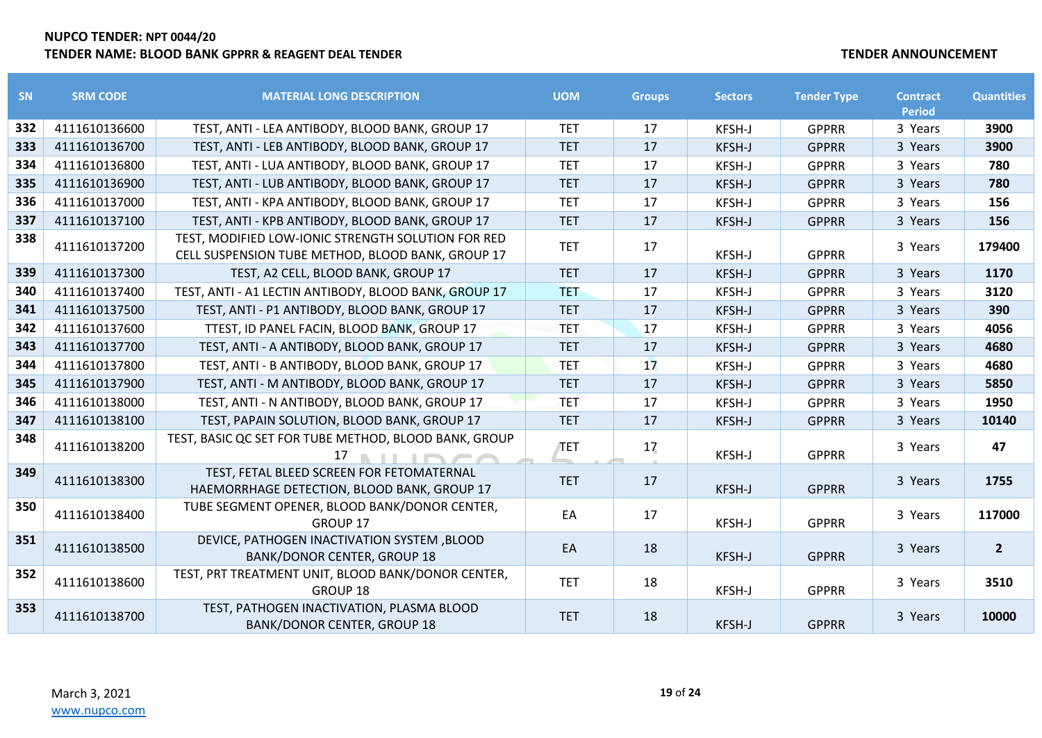**NUPCO TENDER: NPT 0044/20**
**TENDER NAME: BLOOD BANK GPPRR & REAGENT DEAL TENDER**

**TENDER ANNOUNCEMENT**

| SN | SRM CODE | MATERIAL LONG DESCRIPTION | UOM | Groups | Sectors | Tender Type | Contract Period | Quantities |
|---|---|---|---|---|---|---|---|---|
| 332 | 4111610136600 | TEST, ANTI - LEA ANTIBODY, BLOOD BANK, GROUP 17 | TET | 17 | KFSH-J | GPPRR | 3 Years | 3900 |
| 333 | 4111610136700 | TEST, ANTI - LEB ANTIBODY, BLOOD BANK, GROUP 17 | TET | 17 | KFSH-J | GPPRR | 3 Years | 3900 |
| 334 | 4111610136800 | TEST, ANTI - LUA ANTIBODY, BLOOD BANK, GROUP 17 | TET | 17 | KFSH-J | GPPRR | 3 Years | 780 |
| 335 | 4111610136900 | TEST, ANTI - LUB ANTIBODY, BLOOD BANK, GROUP 17 | TET | 17 | KFSH-J | GPPRR | 3 Years | 780 |
| 336 | 4111610137000 | TEST, ANTI - KPA ANTIBODY, BLOOD BANK, GROUP 17 | TET | 17 | KFSH-J | GPPRR | 3 Years | 156 |
| 337 | 4111610137100 | TEST, ANTI - KPB ANTIBODY, BLOOD BANK, GROUP 17 | TET | 17 | KFSH-J | GPPRR | 3 Years | 156 |
| 338 | 4111610137200 | TEST, MODIFIED LOW-IONIC STRENGTH SOLUTION FOR RED CELL SUSPENSION TUBE METHOD, BLOOD BANK, GROUP 17 | TET | 17 | KFSH-J | GPPRR | 3 Years | 179400 |
| 339 | 4111610137300 | TEST, A2 CELL, BLOOD BANK, GROUP 17 | TET | 17 | KFSH-J | GPPRR | 3 Years | 1170 |
| 340 | 4111610137400 | TEST, ANTI - A1 LECTIN ANTIBODY, BLOOD BANK, GROUP 17 | TET | 17 | KFSH-J | GPPRR | 3 Years | 3120 |
| 341 | 4111610137500 | TEST, ANTI - P1 ANTIBODY, BLOOD BANK, GROUP 17 | TET | 17 | KFSH-J | GPPRR | 3 Years | 390 |
| 342 | 4111610137600 | TTEST, ID PANEL FACIN, BLOOD BANK, GROUP 17 | TET | 17 | KFSH-J | GPPRR | 3 Years | 4056 |
| 343 | 4111610137700 | TEST, ANTI - A ANTIBODY, BLOOD BANK, GROUP 17 | TET | 17 | KFSH-J | GPPRR | 3 Years | 4680 |
| 344 | 4111610137800 | TEST, ANTI - B ANTIBODY, BLOOD BANK, GROUP 17 | TET | 17 | KFSH-J | GPPRR | 3 Years | 4680 |
| 345 | 4111610137900 | TEST, ANTI - M ANTIBODY, BLOOD BANK, GROUP 17 | TET | 17 | KFSH-J | GPPRR | 3 Years | 5850 |
| 346 | 4111610138000 | TEST, ANTI - N ANTIBODY, BLOOD BANK, GROUP 17 | TET | 17 | KFSH-J | GPPRR | 3 Years | 1950 |
| 347 | 4111610138100 | TEST, PAPAIN SOLUTION, BLOOD BANK, GROUP 17 | TET | 17 | KFSH-J | GPPRR | 3 Years | 10140 |
| 348 | 4111610138200 | TEST, BASIC QC SET FOR TUBE METHOD, BLOOD BANK, GROUP 17 | TET | 17 | KFSH-J | GPPRR | 3 Years | 47 |
| 349 | 4111610138300 | TEST, FETAL BLEED SCREEN FOR FETOMATERNAL HAEMORRHAGE DETECTION, BLOOD BANK, GROUP 17 | TET | 17 | KFSH-J | GPPRR | 3 Years | 1755 |
| 350 | 4111610138400 | TUBE SEGMENT OPENER, BLOOD BANK/DONOR CENTER, GROUP 17 | EA | 17 | KFSH-J | GPPRR | 3 Years | 117000 |
| 351 | 4111610138500 | DEVICE, PATHOGEN INACTIVATION SYSTEM ,BLOOD BANK/DONOR CENTER, GROUP 18 | EA | 18 | KFSH-J | GPPRR | 3 Years | 2 |
| 352 | 4111610138600 | TEST, PRT TREATMENT UNIT, BLOOD BANK/DONOR CENTER, GROUP 18 | TET | 18 | KFSH-J | GPPRR | 3 Years | 3510 |
| 353 | 4111610138700 | TEST, PATHOGEN INACTIVATION, PLASMA BLOOD BANK/DONOR CENTER, GROUP 18 | TET | 18 | KFSH-J | GPPRR | 3 Years | 10000 |

March 3, 2021
www.nupco.com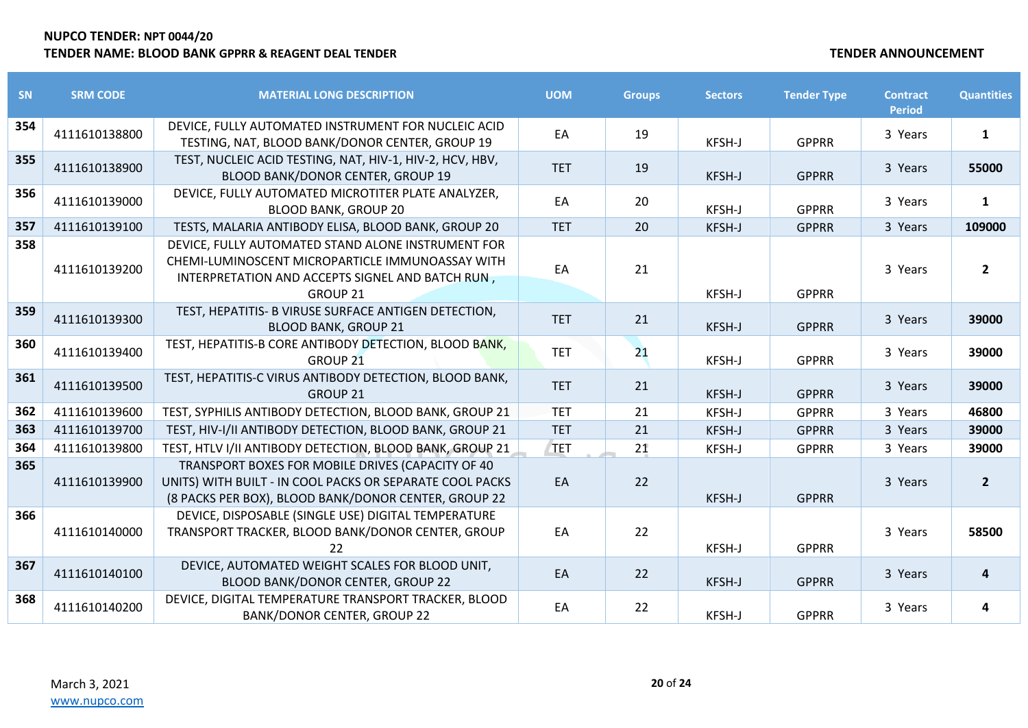| SN | SRM CODE | MATERIAL LONG DESCRIPTION | UOM | Groups | Sectors | Tender Type | Contract Period | Quantities |
|---|---|---|---|---|---|---|---|---|
| 354 | 4111610138800 | DEVICE, FULLY AUTOMATED INSTRUMENT FOR NUCLEIC ACID TESTING, NAT, BLOOD BANK/DONOR CENTER, GROUP 19 | EA | 19 | KFSH-J | GPPRR | 3 Years | 1 |
| 355 | 4111610138900 | TEST, NUCLEIC ACID TESTING, NAT, HIV-1, HIV-2, HCV, HBV, BLOOD BANK/DONOR CENTER, GROUP 19 | TET | 19 | KFSH-J | GPPRR | 3 Years | 55000 |
| 356 | 4111610139000 | DEVICE, FULLY AUTOMATED MICROTITER PLATE ANALYZER, BLOOD BANK, GROUP 20 | EA | 20 | KFSH-J | GPPRR | 3 Years | 1 |
| 357 | 4111610139100 | TESTS, MALARIA ANTIBODY ELISA, BLOOD BANK, GROUP 20 | TET | 20 | KFSH-J | GPPRR | 3 Years | 109000 |
| 358 | 4111610139200 | DEVICE, FULLY AUTOMATED STAND ALONE INSTRUMENT FOR CHEMI-LUMINOSCENT MICROPARTICLE IMMUNOASSAY WITH INTERPRETATION AND ACCEPTS SIGNEL AND BATCH RUN , GROUP 21 | EA | 21 | KFSH-J | GPPRR | 3 Years | 2 |
| 359 | 4111610139300 | TEST, HEPATITIS- B VIRUSE SURFACE ANTIGEN DETECTION, BLOOD BANK, GROUP 21 | TET | 21 | KFSH-J | GPPRR | 3 Years | 39000 |
| 360 | 4111610139400 | TEST, HEPATITIS-B CORE ANTIBODY DETECTION, BLOOD BANK, GROUP 21 | TET | 21 | KFSH-J | GPPRR | 3 Years | 39000 |
| 361 | 4111610139500 | TEST, HEPATITIS-C VIRUS ANTIBODY DETECTION, BLOOD BANK, GROUP 21 | TET | 21 | KFSH-J | GPPRR | 3 Years | 39000 |
| 362 | 4111610139600 | TEST, SYPHILIS ANTIBODY DETECTION, BLOOD BANK, GROUP 21 | TET | 21 | KFSH-J | GPPRR | 3 Years | 46800 |
| 363 | 4111610139700 | TEST, HIV-I/II ANTIBODY DETECTION, BLOOD BANK, GROUP 21 | TET | 21 | KFSH-J | GPPRR | 3 Years | 39000 |
| 364 | 4111610139800 | TEST, HTLV I/II ANTIBODY DETECTION, BLOOD BANK, GROUP 21 | TET | 21 | KFSH-J | GPPRR | 3 Years | 39000 |
| 365 | 4111610139900 | TRANSPORT BOXES FOR MOBILE DRIVES (CAPACITY OF 40 UNITS) WITH BUILT - IN COOL PACKS OR SEPARATE COOL PACKS (8 PACKS PER BOX), BLOOD BANK/DONOR CENTER, GROUP 22 | EA | 22 | KFSH-J | GPPRR | 3 Years | 2 |
| 366 | 4111610140000 | DEVICE, DISPOSABLE (SINGLE USE) DIGITAL TEMPERATURE TRANSPORT TRACKER, BLOOD BANK/DONOR CENTER, GROUP 22 | EA | 22 | KFSH-J | GPPRR | 3 Years | 58500 |
| 367 | 4111610140100 | DEVICE, AUTOMATED WEIGHT SCALES FOR BLOOD UNIT, BLOOD BANK/DONOR CENTER, GROUP 22 | EA | 22 | KFSH-J | GPPRR | 3 Years | 4 |
| 368 | 4111610140200 | DEVICE, DIGITAL TEMPERATURE TRANSPORT TRACKER, BLOOD BANK/DONOR CENTER, GROUP 22 | EA | 22 | KFSH-J | GPPRR | 3 Years | 4 |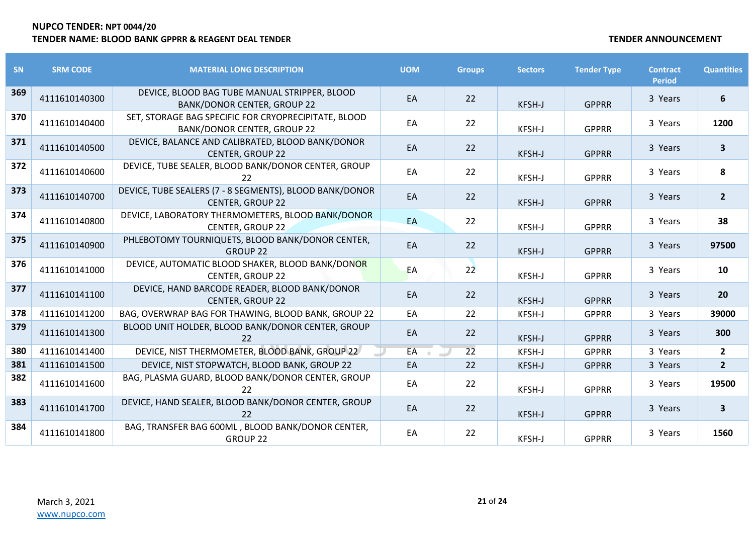| SN | SRM CODE | MATERIAL LONG DESCRIPTION | UOM | Groups | Sectors | Tender Type | Contract Period | Quantities |
|---|---|---|---|---|---|---|---|---|
| 369 | 4111610140300 | DEVICE, BLOOD BAG TUBE MANUAL STRIPPER, BLOOD BANK/DONOR CENTER, GROUP 22 | EA | 22 | KFSH-J | GPPRR | 3 Years | **6** |
| 370 | 4111610140400 | SET, STORAGE BAG SPECIFIC FOR CRYOPRECIPITATE, BLOOD BANK/DONOR CENTER, GROUP 22 | EA | 22 | KFSH-J | GPPRR | 3 Years | **1200** |
| 371 | 4111610140500 | DEVICE, BALANCE AND CALIBRATED, BLOOD BANK/DONOR CENTER, GROUP 22 | EA | 22 | KFSH-J | GPPRR | 3 Years | **3** |
| 372 | 4111610140600 | DEVICE, TUBE SEALER, BLOOD BANK/DONOR CENTER, GROUP 22 | EA | 22 | KFSH-J | GPPRR | 3 Years | **8** |
| 373 | 4111610140700 | DEVICE, TUBE SEALERS (7 - 8 SEGMENTS), BLOOD BANK/DONOR CENTER, GROUP 22 | EA | 22 | KFSH-J | GPPRR | 3 Years | **2** |
| 374 | 4111610140800 | DEVICE, LABORATORY THERMOMETERS, BLOOD BANK/DONOR CENTER, GROUP 22 | EA | 22 | KFSH-J | GPPRR | 3 Years | **38** |
| 375 | 4111610140900 | PHLEBOTOMY TOURNIQUETS, BLOOD BANK/DONOR CENTER, GROUP 22 | EA | 22 | KFSH-J | GPPRR | 3 Years | **97500** |
| 376 | 4111610141000 | DEVICE, AUTOMATIC BLOOD SHAKER, BLOOD BANK/DONOR CENTER, GROUP 22 | EA | 22 | KFSH-J | GPPRR | 3 Years | **10** |
| 377 | 4111610141100 | DEVICE, HAND BARCODE READER, BLOOD BANK/DONOR CENTER, GROUP 22 | EA | 22 | KFSH-J | GPPRR | 3 Years | **20** |
| 378 | 4111610141200 | BAG, OVERWRAP BAG FOR THAWING, BLOOD BANK, GROUP 22 | EA | 22 | KFSH-J | GPPRR | 3 Years | **39000** |
| 379 | 4111610141300 | BLOOD UNIT HOLDER, BLOOD BANK/DONOR CENTER, GROUP 22 | EA | 22 | KFSH-J | GPPRR | 3 Years | **300** |
| 380 | 4111610141400 | DEVICE, NIST THERMOMETER, BLOOD BANK, GROUP 22 | EA | 22 | KFSH-J | GPPRR | 3 Years | **2** |
| 381 | 4111610141500 | DEVICE, NIST STOPWATCH, BLOOD BANK, GROUP 22 | EA | 22 | KFSH-J | GPPRR | 3 Years | **2** |
| 382 | 4111610141600 | BAG, PLASMA GUARD, BLOOD BANK/DONOR CENTER, GROUP 22 | EA | 22 | KFSH-J | GPPRR | 3 Years | **19500** |
| 383 | 4111610141700 | DEVICE, HAND SEALER, BLOOD BANK/DONOR CENTER, GROUP 22 | EA | 22 | KFSH-J | GPPRR | 3 Years | **3** |
| 384 | 4111610141800 | BAG, TRANSFER BAG 600ML , BLOOD BANK/DONOR CENTER, GROUP 22 | EA | 22 | KFSH-J | GPPRR | 3 Years | **1560** |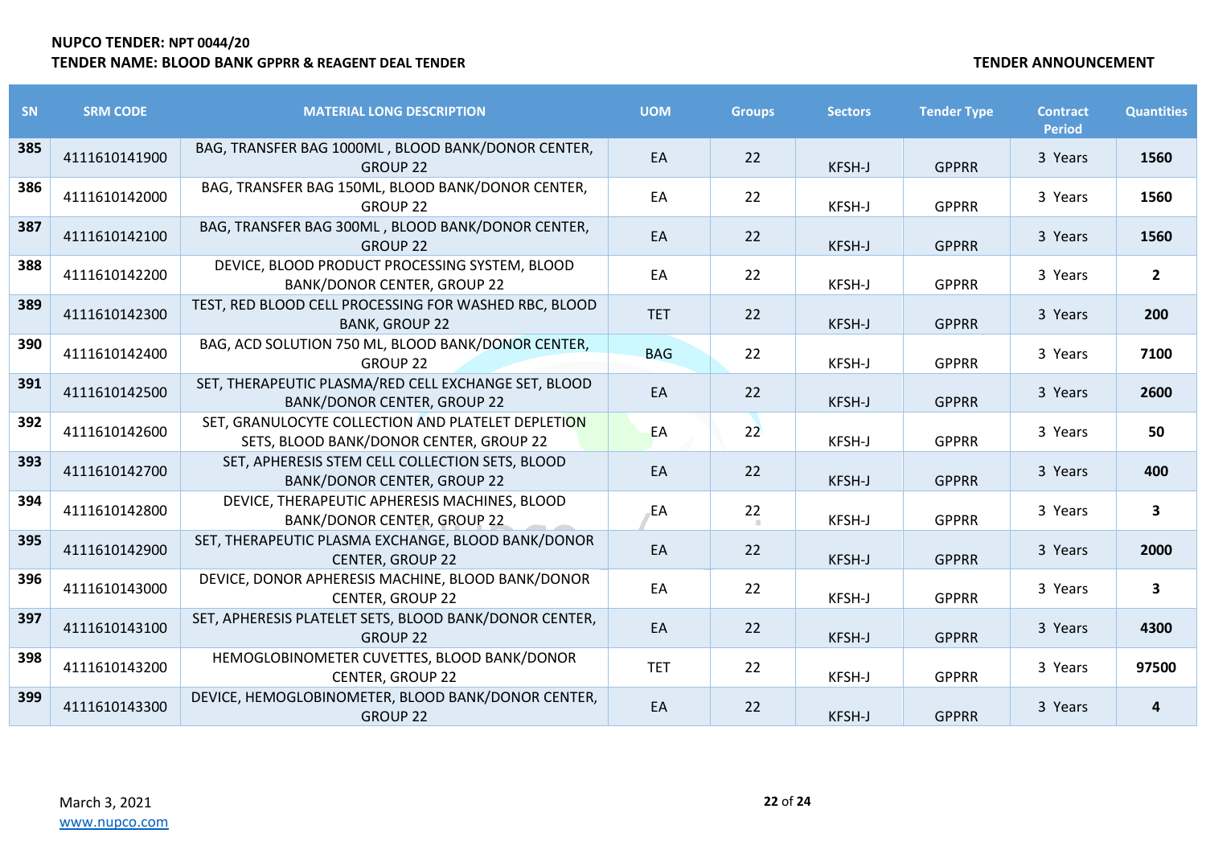| SN | SRM CODE | MATERIAL LONG DESCRIPTION | UOM | Groups | Sectors | Tender Type | Contract Period | Quantities |
|---|---|---|---|---|---|---|---|---|
| 385 | 4111610141900 | BAG, TRANSFER BAG 1000ML , BLOOD BANK/DONOR CENTER, GROUP 22 | EA | 22 | KFSH-J | GPPRR | 3 Years | **1560** |
| 386 | 4111610142000 | BAG, TRANSFER BAG 150ML, BLOOD BANK/DONOR CENTER, GROUP 22 | EA | 22 | KFSH-J | GPPRR | 3 Years | **1560** |
| 387 | 4111610142100 | BAG, TRANSFER BAG 300ML , BLOOD BANK/DONOR CENTER, GROUP 22 | EA | 22 | KFSH-J | GPPRR | 3 Years | **1560** |
| 388 | 4111610142200 | DEVICE, BLOOD PRODUCT PROCESSING SYSTEM, BLOOD BANK/DONOR CENTER, GROUP 22 | EA | 22 | KFSH-J | GPPRR | 3 Years | **2** |
| 389 | 4111610142300 | TEST, RED BLOOD CELL PROCESSING FOR WASHED RBC, BLOOD BANK, GROUP 22 | TET | 22 | KFSH-J | GPPRR | 3 Years | **200** |
| 390 | 4111610142400 | BAG, ACD SOLUTION 750 ML, BLOOD BANK/DONOR CENTER, GROUP 22 | BAG | 22 | KFSH-J | GPPRR | 3 Years | **7100** |
| 391 | 4111610142500 | SET, THERAPEUTIC PLASMA/RED CELL EXCHANGE SET, BLOOD BANK/DONOR CENTER, GROUP 22 | EA | 22 | KFSH-J | GPPRR | 3 Years | **2600** |
| 392 | 4111610142600 | SET, GRANULOCYTE COLLECTION AND PLATELET DEPLETION SETS, BLOOD BANK/DONOR CENTER, GROUP 22 | EA | 22 | KFSH-J | GPPRR | 3 Years | **50** |
| 393 | 4111610142700 | SET, APHERESIS STEM CELL COLLECTION SETS, BLOOD BANK/DONOR CENTER, GROUP 22 | EA | 22 | KFSH-J | GPPRR | 3 Years | **400** |
| 394 | 4111610142800 | DEVICE, THERAPEUTIC APHERESIS MACHINES, BLOOD BANK/DONOR CENTER, GROUP 22 | EA | 22 | KFSH-J | GPPRR | 3 Years | **3** |
| 395 | 4111610142900 | SET, THERAPEUTIC PLASMA EXCHANGE, BLOOD BANK/DONOR CENTER, GROUP 22 | EA | 22 | KFSH-J | GPPRR | 3 Years | **2000** |
| 396 | 4111610143000 | DEVICE, DONOR APHERESIS MACHINE, BLOOD BANK/DONOR CENTER, GROUP 22 | EA | 22 | KFSH-J | GPPRR | 3 Years | **3** |
| 397 | 4111610143100 | SET, APHERESIS PLATELET SETS, BLOOD BANK/DONOR CENTER, GROUP 22 | EA | 22 | KFSH-J | GPPRR | 3 Years | **4300** |
| 398 | 4111610143200 | HEMOGLOBINOMETER CUVETTES, BLOOD BANK/DONOR CENTER, GROUP 22 | TET | 22 | KFSH-J | GPPRR | 3 Years | **97500** |
| 399 | 4111610143300 | DEVICE, HEMOGLOBINOMETER, BLOOD BANK/DONOR CENTER, GROUP 22 | EA | 22 | KFSH-J | GPPRR | 3 Years | **4** |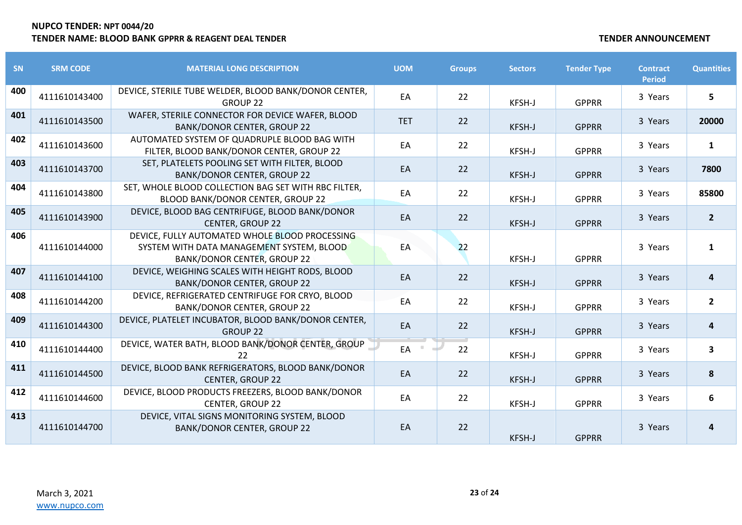| SN | SRM CODE | MATERIAL LONG DESCRIPTION | UOM | Groups | Sectors | Tender Type | Contract Period | Quantities |
|---|---|---|---|---|---|---|---|---|
| 400 | 4111610143400 | DEVICE, STERILE TUBE WELDER, BLOOD BANK/DONOR CENTER, GROUP 22 | EA | 22 | KFSH-J | GPPRR | 3 Years | 5 |
| 401 | 4111610143500 | WAFER, STERILE CONNECTOR FOR DEVICE WAFER, BLOOD BANK/DONOR CENTER, GROUP 22 | TET | 22 | KFSH-J | GPPRR | 3 Years | 20000 |
| 402 | 4111610143600 | AUTOMATED SYSTEM OF QUADRUPLE BLOOD BAG WITH FILTER, BLOOD BANK/DONOR CENTER, GROUP 22 | EA | 22 | KFSH-J | GPPRR | 3 Years | 1 |
| 403 | 4111610143700 | SET, PLATELETS POOLING SET WITH FILTER, BLOOD BANK/DONOR CENTER, GROUP 22 | EA | 22 | KFSH-J | GPPRR | 3 Years | 7800 |
| 404 | 4111610143800 | SET, WHOLE BLOOD COLLECTION BAG SET WITH RBC FILTER, BLOOD BANK/DONOR CENTER, GROUP 22 | EA | 22 | KFSH-J | GPPRR | 3 Years | 85800 |
| 405 | 4111610143900 | DEVICE, BLOOD BAG CENTRIFUGE, BLOOD BANK/DONOR CENTER, GROUP 22 | EA | 22 | KFSH-J | GPPRR | 3 Years | 2 |
| 406 | 4111610144000 | DEVICE, FULLY AUTOMATED WHOLE BLOOD PROCESSING SYSTEM WITH DATA MANAGEMENT SYSTEM, BLOOD BANK/DONOR CENTER, GROUP 22 | EA | 22 | KFSH-J | GPPRR | 3 Years | 1 |
| 407 | 4111610144100 | DEVICE, WEIGHING SCALES WITH HEIGHT RODS, BLOOD BANK/DONOR CENTER, GROUP 22 | EA | 22 | KFSH-J | GPPRR | 3 Years | 4 |
| 408 | 4111610144200 | DEVICE, REFRIGERATED CENTRIFUGE FOR CRYO, BLOOD BANK/DONOR CENTER, GROUP 22 | EA | 22 | KFSH-J | GPPRR | 3 Years | 2 |
| 409 | 4111610144300 | DEVICE, PLATELET INCUBATOR, BLOOD BANK/DONOR CENTER, GROUP 22 | EA | 22 | KFSH-J | GPPRR | 3 Years | 4 |
| 410 | 4111610144400 | DEVICE, WATER BATH, BLOOD BANK/DONOR CENTER, GROUP 22 | EA | 22 | KFSH-J | GPPRR | 3 Years | 3 |
| 411 | 4111610144500 | DEVICE, BLOOD BANK REFRIGERATORS, BLOOD BANK/DONOR CENTER, GROUP 22 | EA | 22 | KFSH-J | GPPRR | 3 Years | 8 |
| 412 | 4111610144600 | DEVICE, BLOOD PRODUCTS FREEZERS, BLOOD BANK/DONOR CENTER, GROUP 22 | EA | 22 | KFSH-J | GPPRR | 3 Years | 6 |
| 413 | 4111610144700 | DEVICE, VITAL SIGNS MONITORING SYSTEM, BLOOD BANK/DONOR CENTER, GROUP 22 | EA | 22 | KFSH-J | GPPRR | 3 Years | 4 |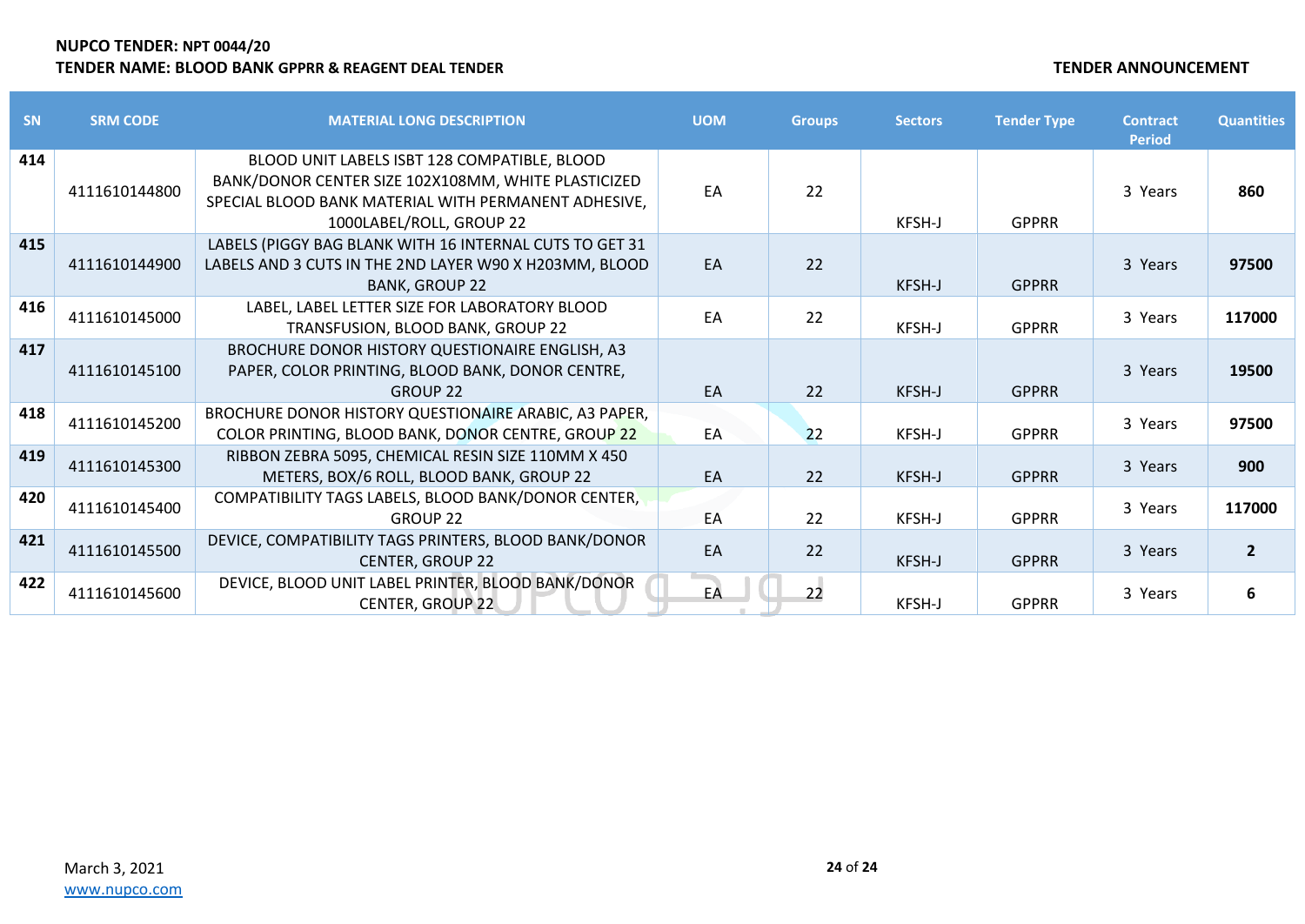**NUPCO TENDER: NPT 0044/20**
**TENDER NAME: BLOOD BANK GPPRR & REAGENT DEAL TENDER**

**TENDER ANNOUNCEMENT**

| SN | SRM CODE | MATERIAL LONG DESCRIPTION | UOM | Groups | Sectors | Tender Type | Contract Period | Quantities |
|---|---|---|---|---|---|---|---|---|
| 414 | 4111610144800 | BLOOD UNIT LABELS ISBT 128 COMPATIBLE, BLOOD BANK/DONOR CENTER SIZE 102X108MM, WHITE PLASTICIZED SPECIAL BLOOD BANK MATERIAL WITH PERMANENT ADHESIVE, 1000LABEL/ROLL, GROUP 22 | EA | 22 | KFSH-J | GPPRR | 3 Years | 860 |
| 415 | 4111610144900 | LABELS (PIGGY BAG BLANK WITH 16 INTERNAL CUTS TO GET 31 LABELS AND 3 CUTS IN THE 2ND LAYER W90 X H203MM, BLOOD BANK, GROUP 22 | EA | 22 | KFSH-J | GPPRR | 3 Years | 97500 |
| 416 | 4111610145000 | LABEL, LABEL LETTER SIZE FOR LABORATORY BLOOD TRANSFUSION, BLOOD BANK, GROUP 22 | EA | 22 | KFSH-J | GPPRR | 3 Years | 117000 |
| 417 | 4111610145100 | BROCHURE DONOR HISTORY QUESTIONAIRE ENGLISH, A3 PAPER, COLOR PRINTING, BLOOD BANK, DONOR CENTRE, GROUP 22 | EA | 22 | KFSH-J | GPPRR | 3 Years | 19500 |
| 418 | 4111610145200 | BROCHURE DONOR HISTORY QUESTIONAIRE ARABIC, A3 PAPER, COLOR PRINTING, BLOOD BANK, DONOR CENTRE, GROUP 22 | EA | 22 | KFSH-J | GPPRR | 3 Years | 97500 |
| 419 | 4111610145300 | RIBBON ZEBRA 5095, CHEMICAL RESIN SIZE 110MM X 450 METERS, BOX/6 ROLL, BLOOD BANK, GROUP 22 | EA | 22 | KFSH-J | GPPRR | 3 Years | 900 |
| 420 | 4111610145400 | COMPATIBILITY TAGS LABELS, BLOOD BANK/DONOR CENTER, GROUP 22 | EA | 22 | KFSH-J | GPPRR | 3 Years | 117000 |
| 421 | 4111610145500 | DEVICE, COMPATIBILITY TAGS PRINTERS, BLOOD BANK/DONOR CENTER, GROUP 22 | EA | 22 | KFSH-J | GPPRR | 3 Years | 2 |
| 422 | 4111610145600 | DEVICE, BLOOD UNIT LABEL PRINTER, BLOOD BANK/DONOR CENTER, GROUP 22 | EA | 22 | KFSH-J | GPPRR | 3 Years | 6 |

March 3, 2021
www.nupco.com